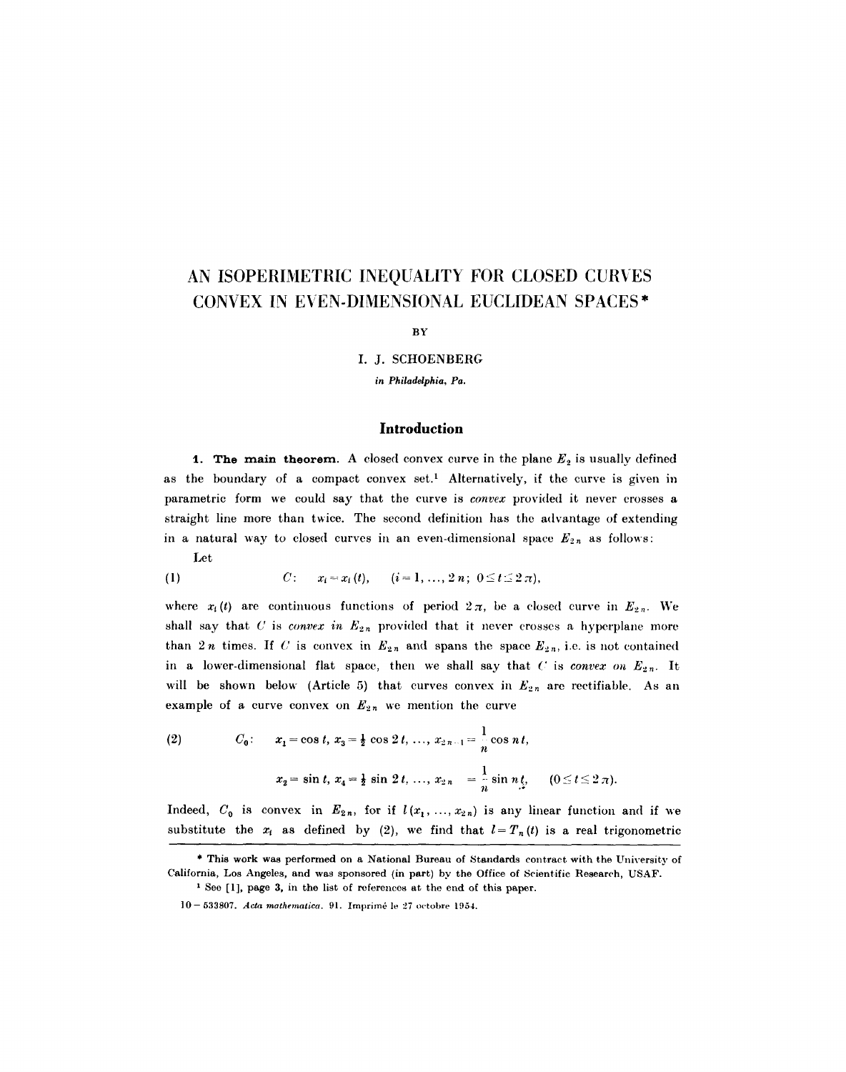# AN ISOPERIMETRIC INEQUALITY FOR CLOSED CURVES CONVEX IN EVEN-DIMENSIONAL EUCLIDEAN SPACES*

BY

I. J. SCHOENBERG

*in Philadelphia, Pa.*

## Introduction

**1. The main theorem.** A closed convex curve in the plane $E_2$ is usually defined as the boundary of a compact convex set.[1] Alternatively, if the curve is given in parametric form we could say that the curve is *convex* provided it never crosses a straight line more than twice. The second definition has the advantage of extending in a natural way to closed curves in an even-dimensional space $E_{2n}$ as follows:

Let

$$(1) \qquad C: \quad x_i = x_i(t), \quad (i = 1, \ldots, 2n;\ 0 \leq t \leq 2\pi),$$

where $x_i(t)$ are continuous functions of period $2\pi$, be a closed curve in $E_{2n}$. We shall say that $C$ is *convex in* $E_{2n}$ provided that it never crosses a hyperplane more than $2n$ times. If $C$ is convex in $E_{2n}$ and spans the space $E_{2n}$, i.e. is not contained in a lower-dimensional flat space, then we shall say that $C$ is *convex on* $E_{2n}$. It will be shown below (Article 5) that curves convex in $E_{2n}$ are rectifiable. As an example of a curve convex on $E_{2n}$ we mention the curve

$$(2) \qquad C_0: \quad x_1 = \cos t,\ x_3 = \tfrac{1}{2}\cos 2t, \ldots, x_{2n-1} = \frac{1}{n}\cos nt,$$

$$x_2 = \sin t,\ x_4 = \tfrac{1}{2}\sin 2t, \ldots, x_{2n} = \frac{1}{n}\sin nt, \quad (0 \leq t \leq 2\pi).$$

Indeed, $C_0$ is convex in $E_{2n}$, for if $l(x_1, \ldots, x_{2n})$ is any linear function and if we substitute the $x_i$ as defined by (2), we find that $l = T_n(t)$ is a real trigonometric

---

\* This work was performed on a National Bureau of Standards contract with the University of California, Los Angeles, and was sponsored (in part) by the Office of Scientific Research, USAF.

[1] See [1], page 3, in the list of references at the end of this paper.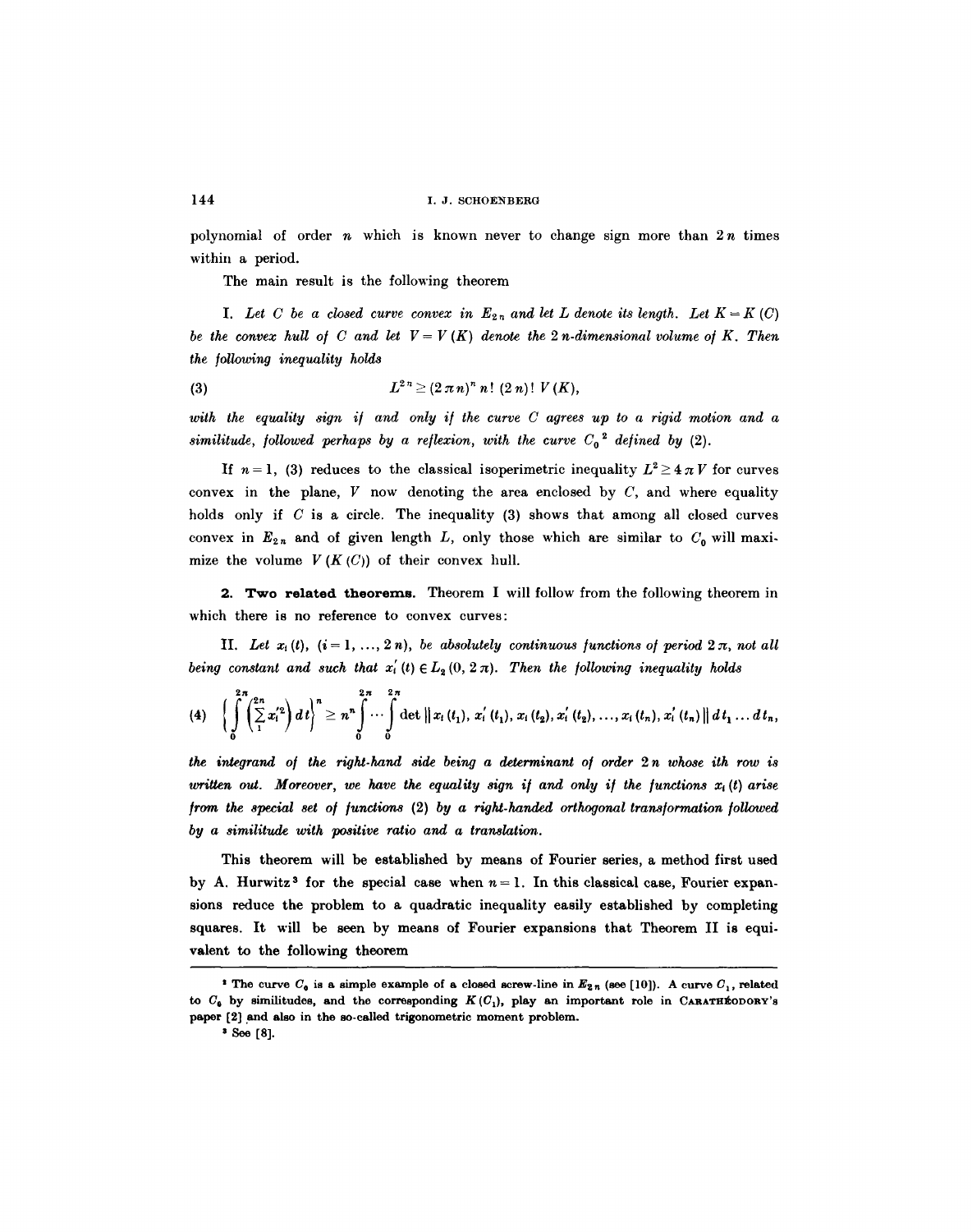polynomial of order $n$ which is known never to change sign more than $2n$ times within a period.

The main result is the following theorem

I. *Let $C$ be a closed curve convex in $E_{2n}$ and let $L$ denote its length. Let $K = K(C)$ be the convex hull of $C$ and let $V = V(K)$ denote the $2n$-dimensional volume of $K$. Then the following inequality holds*

$$L^{2n} \geq (2\pi n)^n \, n! \, (2n)! \, V(K), \tag{3}$$

*with the equality sign if and only if the curve $C$ agrees up to a rigid motion and a similitude, followed perhaps by a reflexion, with the curve $C_0$*[2] *defined by* (2).

If $n = 1$, (3) reduces to the classical isoperimetric inequality $L^2 \geq 4\pi V$ for curves convex in the plane, $V$ now denoting the area enclosed by $C$, and where equality holds only if $C$ is a circle. The inequality (3) shows that among all closed curves convex in $E_{2n}$ and of given length $L$, only those which are similar to $C_0$ will maximize the volume $V(K(C))$ of their convex hull.

**2. Two related theorems.** Theorem I will follow from the following theorem in which there is no reference to convex curves:

II. *Let $x_i(t)$, $(i = 1, \ldots, 2n)$, be absolutely continuous functions of period $2\pi$, not all being constant and such that $x_i'(t) \in L_2(0, 2\pi)$. Then the following inequality holds*

$$\left\{ \int_0^{2\pi} \left( \sum_1^{2n} x_i'^2 \right) dt \right\}^n \geq n^n \int_0^{2\pi} \cdots \int_0^{2\pi} \det \| x_i(t_1), x_i'(t_1), x_i(t_2), x_i'(t_2), \ldots, x_i(t_n), x_i'(t_n) \| \, dt_1 \ldots dt_n, \tag{4}$$

*the integrand of the right-hand side being a determinant of order $2n$ whose $i$th row is written out. Moreover, we have the equality sign if and only if the functions $x_i(t)$ arise from the special set of functions* (2) *by a right-handed orthogonal transformation followed by a similitude with positive ratio and a translation.*

This theorem will be established by means of Fourier series, a method first used by A. Hurwitz[3] for the special case when $n = 1$. In this classical case, Fourier expansions reduce the problem to a quadratic inequality easily established by completing squares. It will be seen by means of Fourier expansions that Theorem II is equivalent to the following theorem

---

[2] The curve $C_0$ is a simple example of a closed screw-line in $E_{2n}$ (see [10]). A curve $C_1$, related to $C_0$ by similitudes, and the corresponding $K(C_1)$, play an important role in CARATHÉODORY's paper [2] and also in the so-called trigonometric moment problem.

[3] See [8].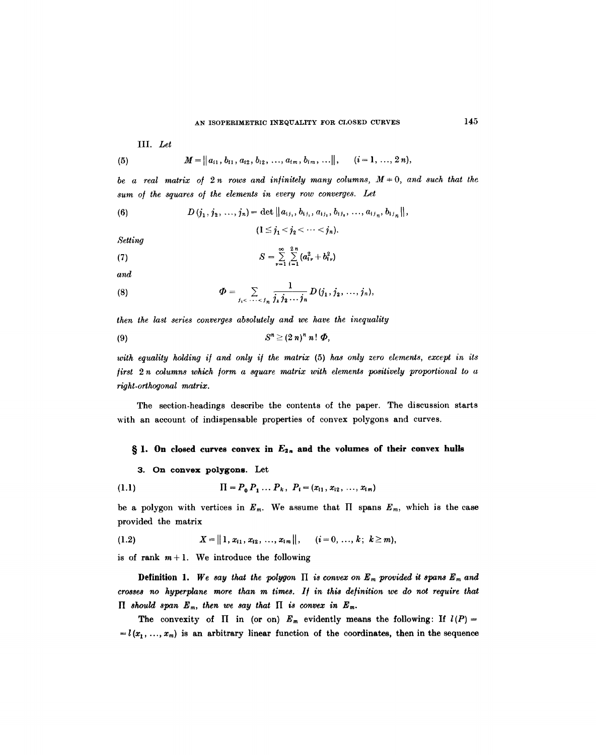III. *Let*

$$M = \| a_{i1}, b_{i1}, a_{i2}, b_{i2}, \ldots, a_{im}, b_{im}, \ldots \|, \quad (i = 1, \ldots, 2n), \tag{5}$$

*be a real matrix of* $2n$ *rows and infinitely many columns,* $M \neq 0$*, and such that the sum of the squares of the elements in every row converges. Let*

$$D(j_1, j_2, \ldots, j_n) = \det \| a_{ij_1}, b_{ij_1}, a_{ij_2}, b_{ij_2}, \ldots, a_{ij_n}, b_{ij_n} \|, \tag{6}$$

$$(1 \leq j_1 < j_2 < \cdots < j_n).$$

*Setting*

$$S = \sum_{\nu=1}^{\infty} \sum_{i=1}^{2n} (a_{i\nu}^2 + b_{i\nu}^2) \tag{7}$$

*and*

$$\Phi = \sum_{j_1 < \cdots < j_n} \frac{1}{j_1 j_2 \cdots j_n} D(j_1, j_2, \ldots, j_n), \tag{8}$$

*then the last series converges absolutely and we have the inequality*

$$S^n \geq (2n)^n \, n! \, \Phi, \tag{9}$$

*with equality holding if and only if the matrix* (5) *has only zero elements, except in its first* $2n$ *columns which form a square matrix with elements positively proportional to a right-orthogonal matrix.*

The section-headings describe the contents of the paper. The discussion starts with an account of indispensable properties of convex polygons and curves.

## § 1. On closed curves convex in $E_{2n}$ and the volumes of their convex hulls

**3. On convex polygons.** Let

$$\Pi = P_0 P_1 \ldots P_k, \quad P_i = (x_{i1}, x_{i2}, \ldots, x_{im}) \tag{1.1}$$

be a polygon with vertices in $E_m$. We assume that $\Pi$ spans $E_m$, which is the case provided the matrix

$$X = \| 1, x_{i1}, x_{i2}, \ldots, x_{im} \|, \quad (i = 0, \ldots, k; \ k \geq m), \tag{1.2}$$

is of rank $m + 1$. We introduce the following

**Definition 1.** *We say that the polygon* $\Pi$ *is convex on* $E_m$ *provided it spans* $E_m$ *and crosses no hyperplane more than* $m$ *times. If in this definition we do not require that* $\Pi$ *should span* $E_m$*, then we say that* $\Pi$ *is convex in* $E_m$*.*

The convexity of $\Pi$ in (or on) $E_m$ evidently means the following: If $l(P) = l(x_1, \ldots, x_m)$ is an arbitrary linear function of the coordinates, then in the sequence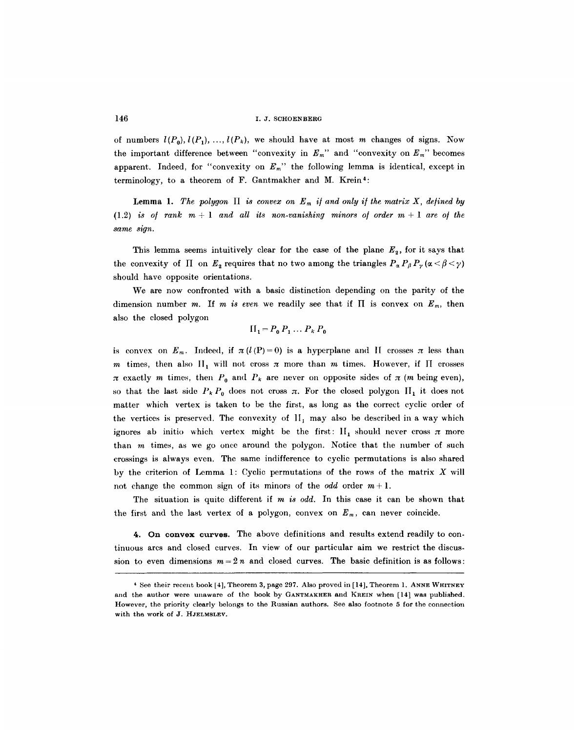of numbers $l(P_0), l(P_1), \ldots, l(P_k)$, we should have at most $m$ changes of signs. Now the important difference between "convexity in $E_m$" and "convexity on $E_m$" becomes apparent. Indeed, for "convexity on $E_m$" the following lemma is identical, except in terminology, to a theorem of F. Gantmakher and M. Krein[4]:

**Lemma 1.** *The polygon $\Pi$ is convex on $E_m$ if and only if the matrix $X$, defined by (1.2) is of rank $m+1$ and all its non-vanishing minors of order $m+1$ are of the same sign.*

This lemma seems intuitively clear for the case of the plane $E_2$, for it says that the convexity of $\Pi$ on $E_2$ requires that no two among the triangles $P_\alpha P_\beta P_\gamma$ $(\alpha < \beta < \gamma)$ should have opposite orientations.

We are now confronted with a basic distinction depending on the parity of the dimension number $m$. If *$m$ is even* we readily see that if $\Pi$ is convex on $E_m$, then also the closed polygon

$$\Pi_1 = P_0 P_1 \ldots P_k P_0$$

is convex on $E_m$. Indeed, if $\pi\,(l\,(\mathrm{P})=0)$ is a hyperplane and $\Pi$ crosses $\pi$ less than $m$ times, then also $\Pi_1$ will not cross $\pi$ more than $m$ times. However, if $\Pi$ crosses $\pi$ exactly $m$ times, then $P_0$ and $P_k$ are never on opposite sides of $\pi$ ($m$ being even), so that the last side $P_k P_0$ does not cross $\pi$. For the closed polygon $\Pi_1$ it does not matter which vertex is taken to be the first, as long as the correct cyclic order of the vertices is preserved. The convexity of $\Pi_1$ may also be described in a way which ignores ab initio which vertex might be the first: $\Pi_1$ should never cross $\pi$ more than $m$ times, as we go once around the polygon. Notice that the number of such crossings is always even. The same indifference to cyclic permutations is also shared by the criterion of Lemma 1: Cyclic permutations of the rows of the matrix $X$ will not change the common sign of its minors of the *odd* order $m+1$.

The situation is quite different if *$m$ is odd*. In this case it can be shown that the first and the last vertex of a polygon, convex on $E_m$, can never coincide.

**4. On convex curves.** The above definitions and results extend readily to continuous arcs and closed curves. In view of our particular aim we restrict the discussion to even dimensions $m = 2n$ and closed curves. The basic definition is as follows:

---

[4] See their recent book [4], Theorem 3, page 297. Also proved in [14], Theorem 1. ANNE WHITNEY and the author were unaware of the book by GANTMAKHER and KREIN when [14] was published. However, the priority clearly belongs to the Russian authors. See also footnote 5 for the connection with the work of J. HJELMSLEV.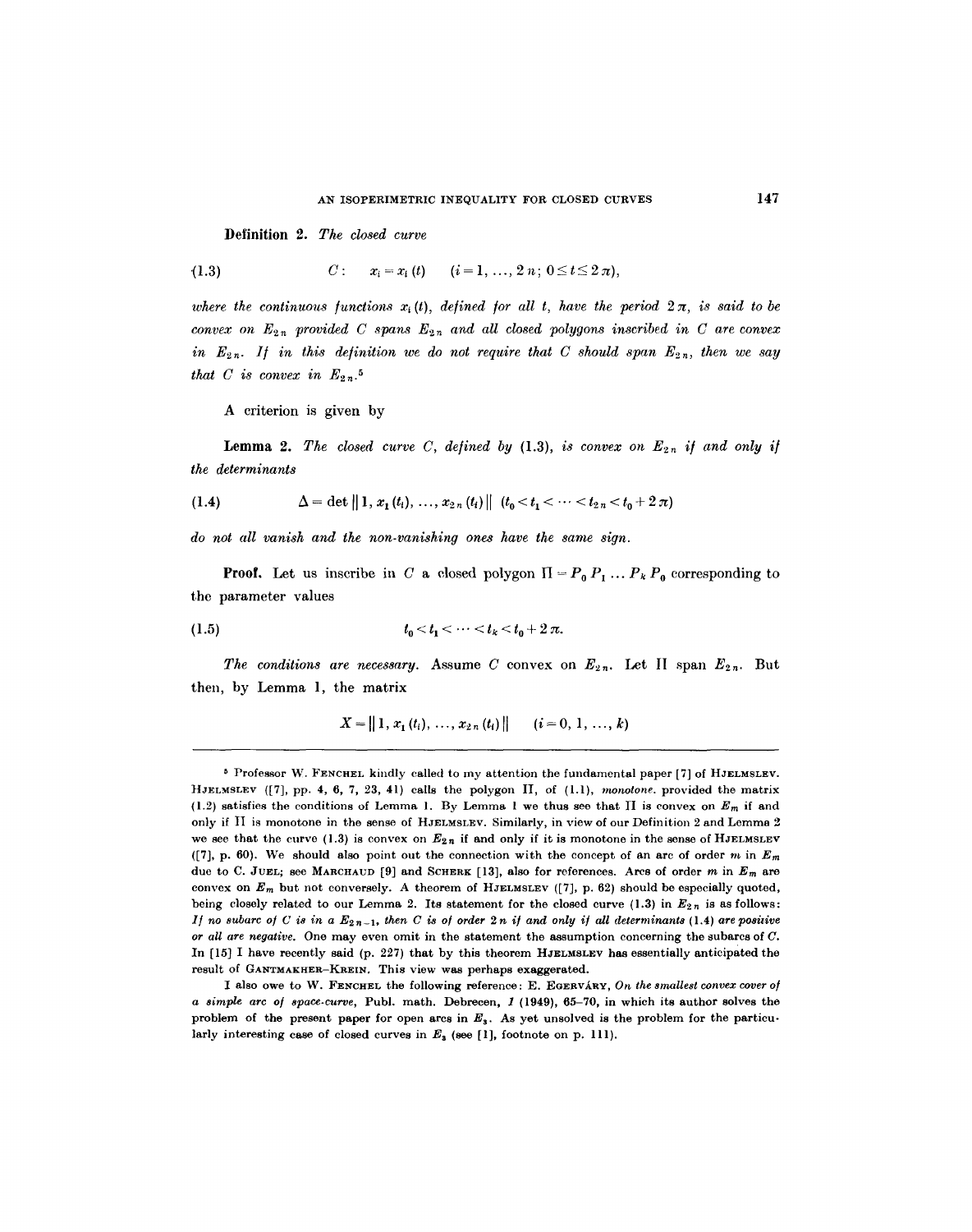**Definition 2.** *The closed curve*

$$C: \quad x_i = x_i(t) \quad (i = 1, \ldots, 2n;\ 0 \leq t \leq 2\pi), \tag{1.3}$$

*where the continuous functions $x_i(t)$, defined for all $t$, have the period $2\pi$, is said to be convex on $E_{2n}$ provided $C$ spans $E_{2n}$ and all closed polygons inscribed in $C$ are convex in $E_{2n}$. If in this definition we do not require that $C$ should span $E_{2n}$, then we say that $C$ is convex in $E_{2n}$.*[5]

A criterion is given by

**Lemma 2.** *The closed curve $C$, defined by* (1.3), *is convex on $E_{2n}$ if and only if the determinants*

$$\Delta = \det \| 1, x_1(t_i), \ldots, x_{2n}(t_i) \| \quad (t_0 < t_1 < \cdots < t_{2n} < t_0 + 2\pi) \tag{1.4}$$

*do not all vanish and the non-vanishing ones have the same sign.*

**Proof.** Let us inscribe in $C$ a closed polygon $\Pi = P_0 P_1 \ldots P_k P_0$ corresponding to the parameter values

$$t_0 < t_1 < \cdots < t_k < t_0 + 2\pi. \tag{1.5}$$

*The conditions are necessary.* Assume $C$ convex on $E_{2n}$. Let $\Pi$ span $E_{2n}$. But then, by Lemma 1, the matrix

$$X = \| 1, x_1(t_i), \ldots, x_{2n}(t_i) \| \quad (i = 0, 1, \ldots, k)$$

---

[5] Professor W. FENCHEL kindly called to my attention the fundamental paper [7] of HJELMSLEV. HJELMSLEV ([7], pp. 4, 6, 7, 23, 41) calls the polygon $\Pi$, of (1.1), *monotone*, provided the matrix (1.2) satisfies the conditions of Lemma 1. By Lemma 1 we thus see that $\Pi$ is convex on $E_m$ if and only if $\Pi$ is monotone in the sense of HJELMSLEV. Similarly, in view of our Definition 2 and Lemma 2 we see that the curve (1.3) is convex on $E_{2n}$ if and only if it is monotone in the sense of HJELMSLEV ([7], p. 60). We should also point out the connection with the concept of an arc of order $m$ in $E_m$ due to C. JUEL; see MARCHAUD [9] and SCHERK [13], also for references. Arcs of order $m$ in $E_m$ are convex on $E_m$ but not conversely. A theorem of HJELMSLEV ([7], p. 62) should be especially quoted, being closely related to our Lemma 2. Its statement for the closed curve (1.3) in $E_{2n}$ is as follows: *If no subarc of $C$ is in a $E_{2n-1}$, then $C$ is of order $2n$ if and only if all determinants* (1.4) *are positive or all are negative.* One may even omit in the statement the assumption concerning the subarcs of $C$. In [15] I have recently said (p. 227) that by this theorem HJELMSLEV has essentially anticipated the result of GANTMAKHER–KREIN. This view was perhaps exaggerated.

I also owe to W. FENCHEL the following reference: E. EGERVÁRY, *On the smallest convex cover of a simple arc of space-curve*, Publ. math. Debrecen, *1* (1949), 65–70, in which its author solves the problem of the present paper for open arcs in $E_3$. As yet unsolved is the problem for the particularly interesting case of closed curves in $E_3$ (see [1], footnote on p. 111).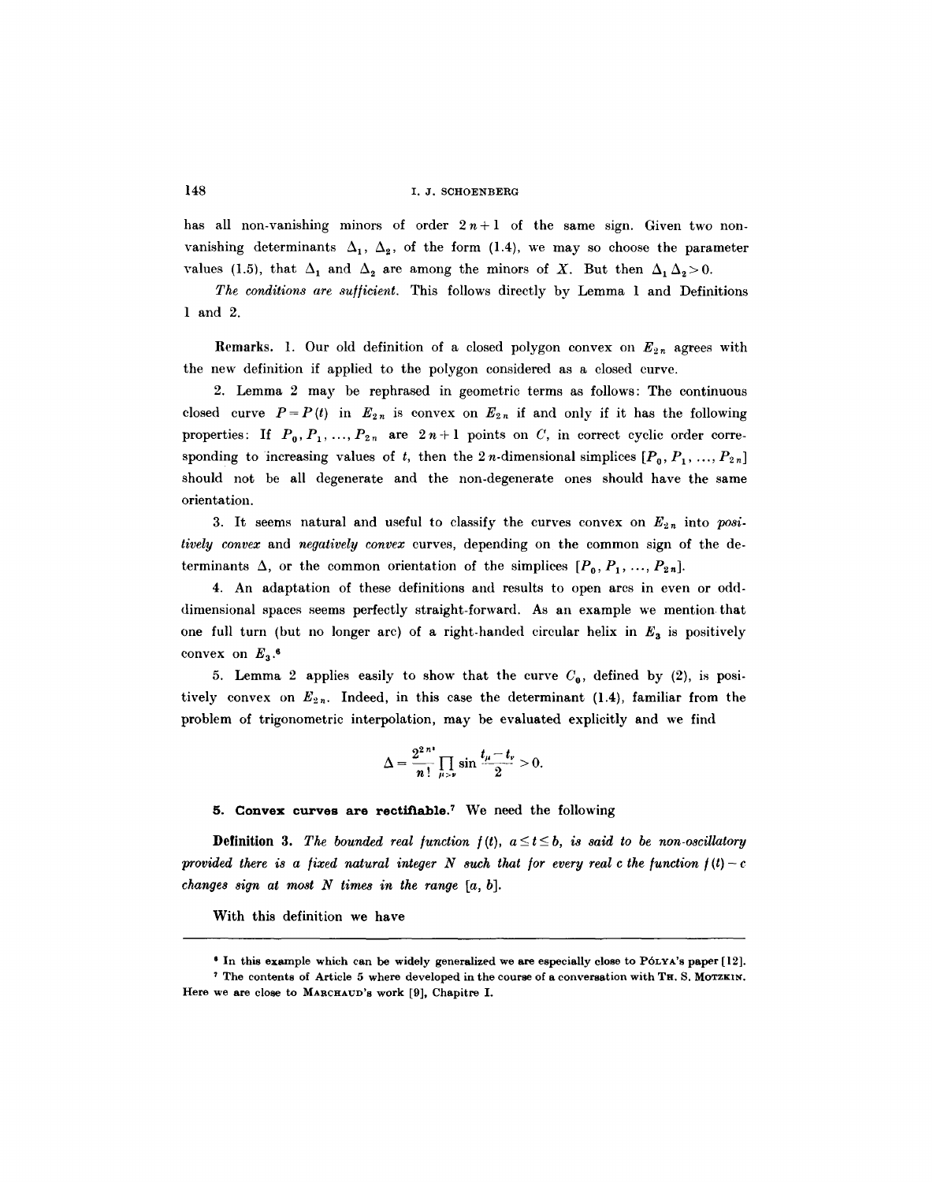has all non-vanishing minors of order $2n+1$ of the same sign. Given two non-vanishing determinants $\Delta_1$, $\Delta_2$, of the form (1.4), we may so choose the parameter values (1.5), that $\Delta_1$ and $\Delta_2$ are among the minors of $X$. But then $\Delta_1 \Delta_2 > 0$.

*The conditions are sufficient.* This follows directly by Lemma 1 and Definitions 1 and 2.

**Remarks.** 1. Our old definition of a closed polygon convex on $E_{2n}$ agrees with the new definition if applied to the polygon considered as a closed curve.

2. Lemma 2 may be rephrased in geometric terms as follows: The continuous closed curve $P = P(t)$ in $E_{2n}$ is convex on $E_{2n}$ if and only if it has the following properties: If $P_0, P_1, \ldots, P_{2n}$ are $2n+1$ points on $C$, in correct cyclic order corresponding to increasing values of $t$, then the $2n$-dimensional simplices $[P_0, P_1, \ldots, P_{2n}]$ should not be all degenerate and the non-degenerate ones should have the same orientation.

3. It seems natural and useful to classify the curves convex on $E_{2n}$ into *positively convex* and *negatively convex* curves, depending on the common sign of the determinants $\Delta$, or the common orientation of the simplices $[P_0, P_1, \ldots, P_{2n}]$.

4. An adaptation of these definitions and results to open arcs in even or odd-dimensional spaces seems perfectly straight-forward. As an example we mention that one full turn (but no longer arc) of a right-handed circular helix in $E_3$ is positively convex on $E_3$.[6]

5. Lemma 2 applies easily to show that the curve $C_0$, defined by (2), is positively convex on $E_{2n}$. Indeed, in this case the determinant (1.4), familiar from the problem of trigonometric interpolation, may be evaluated explicitly and we find

$$\Delta = \frac{2^{2n^2}}{n!} \prod_{\mu > \nu} \sin \frac{t_\mu - t_\nu}{2} > 0.$$

### 5. Convex curves are rectifiable.[7]

We need the following

**Definition 3.** *The bounded real function $f(t)$, $a \leq t \leq b$, is said to be non-oscillatory provided there is a fixed natural integer $N$ such that for every real $c$ the function $f(t) - c$ changes sign at most $N$ times in the range $[a, b]$.*

With this definition we have

---

[6] In this example which can be widely generalized we are especially close to PÓLYA's paper [12].

[7] The contents of Article 5 where developed in the course of a conversation with TH. S. MOTZKIN. Here we are close to MARCHAUD's work [9], Chapitre I.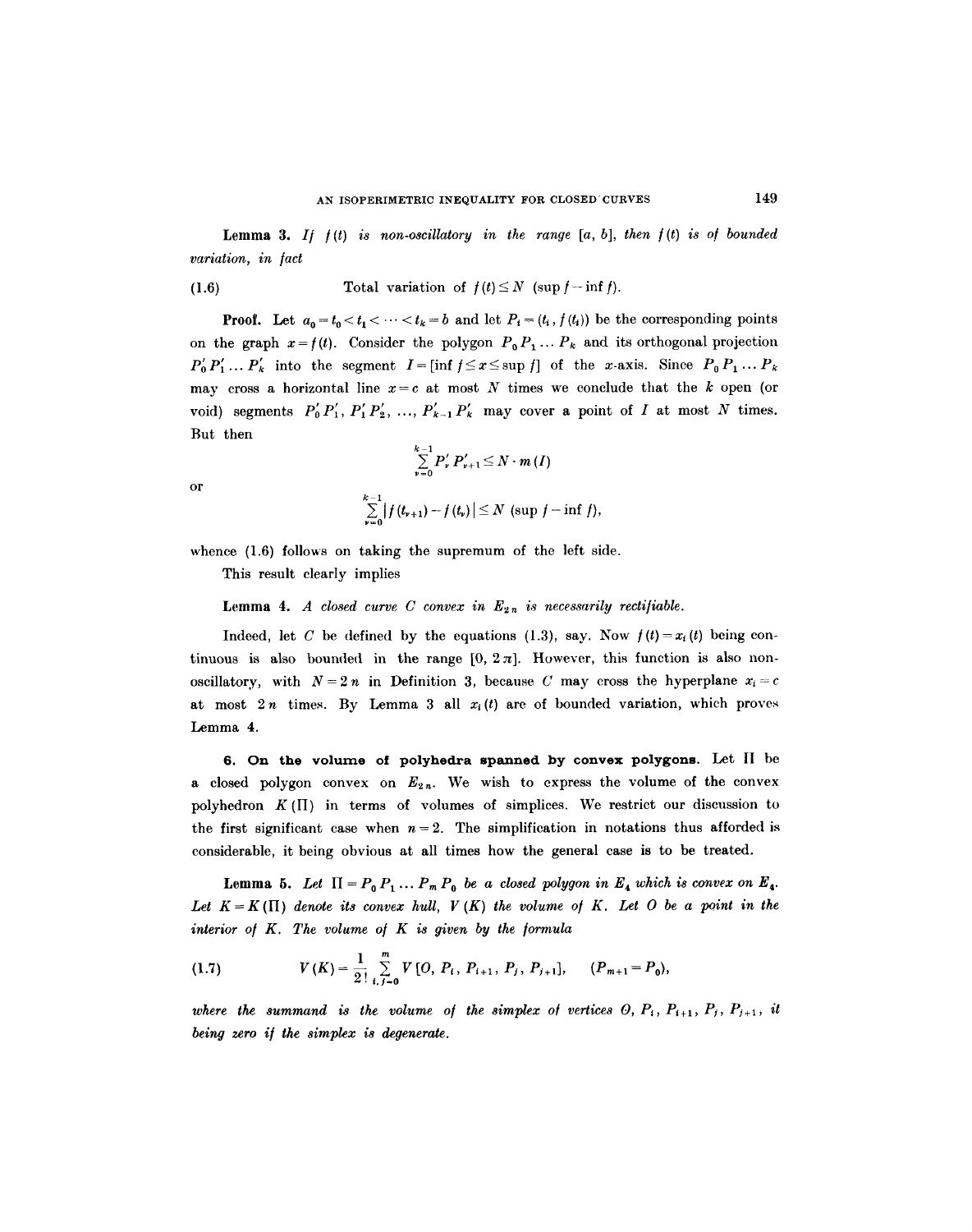**Lemma 3.** *If $f(t)$ is non-oscillatory in the range $[a, b]$, then $f(t)$ is of bounded variation, in fact*

$$\text{Total variation of } f(t) \leq N \ (\sup f - \inf f). \tag{1.6}$$

**Proof.** Let $a_0 = t_0 < t_1 < \cdots < t_k = b$ and let $P_i = (t_i, f(t_i))$ be the corresponding points on the graph $x = f(t)$. Consider the polygon $P_0 P_1 \ldots P_k$ and its orthogonal projection $P_0' P_1' \ldots P_k'$ into the segment $I = [\inf f \leq x \leq \sup f]$ of the $x$-axis. Since $P_0 P_1 \ldots P_k$ may cross a horizontal line $x = c$ at most $N$ times we conclude that the $k$ open (or void) segments $P_0' P_1', P_1' P_2', \ldots, P_{k-1}' P_k'$ may cover a point of $I$ at most $N$ times. But then

$$\sum_{\nu=0}^{k-1} P_\nu' P_{\nu+1}' \leq N \cdot m(I)$$

or

$$\sum_{\nu=0}^{k-1} |f(t_{\nu+1}) - f(t_\nu)| \leq N \ (\sup f - \inf f),$$

whence (1.6) follows on taking the supremum of the left side.

This result clearly implies

**Lemma 4.** *A closed curve $C$ convex in $E_{2n}$ is necessarily rectifiable.*

Indeed, let $C$ be defined by the equations (1.3), say. Now $f(t) = x_i(t)$ being continuous is also bounded in the range $[0, 2\pi]$. However, this function is also non-oscillatory, with $N = 2n$ in Definition 3, because $C$ may cross the hyperplane $x_i = c$ at most $2n$ times. By Lemma 3 all $x_i(t)$ are of bounded variation, which proves Lemma 4.

**6. On the volume of polyhedra spanned by convex polygons.** Let $\Pi$ be a closed polygon convex on $E_{2n}$. We wish to express the volume of the convex polyhedron $K(\Pi)$ in terms of volumes of simplices. We restrict our discussion to the first significant case when $n = 2$. The simplification in notations thus afforded is considerable, it being obvious at all times how the general case is to be treated.

**Lemma 5.** *Let $\Pi = P_0 P_1 \ldots P_m P_0$ be a closed polygon in $E_4$ which is convex on $E_4$. Let $K = K(\Pi)$ denote its convex hull, $V(K)$ the volume of $K$. Let $O$ be a point in the interior of $K$. The volume of $K$ is given by the formula*

$$V(K) = \frac{1}{2!} \sum_{i,j=0}^{m} V[O, P_i, P_{i+1}, P_j, P_{j+1}], \quad (P_{m+1} = P_0), \tag{1.7}$$

*where the summand is the volume of the simplex of vertices $O, P_i, P_{i+1}, P_j, P_{j+1}$, it being zero if the simplex is degenerate.*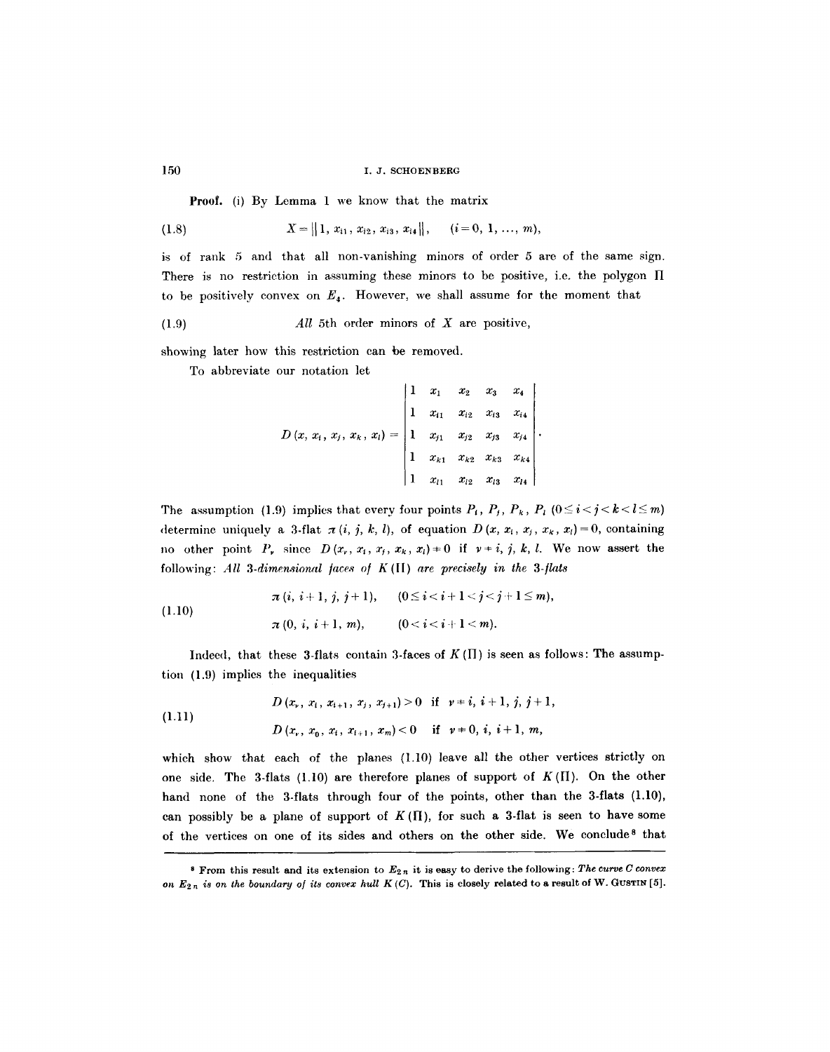**Proof.** (i) By Lemma 1 we know that the matrix

$$X = \| 1, x_{i1}, x_{i2}, x_{i3}, x_{i4} \|, \quad (i = 0, 1, \ldots, m), \tag{1.8}$$

is of rank 5 and that all non-vanishing minors of order 5 are of the same sign. There is no restriction in assuming these minors to be positive, i.e. the polygon $\Pi$ to be positively convex on $E_4$. However, we shall assume for the moment that

$$\text{All 5th order minors of } X \text{ are positive,} \tag{1.9}$$

showing later how this restriction can be removed.

To abbreviate our notation let

$$D(x, x_i, x_j, x_k, x_l) = \begin{vmatrix} 1 & x_1 & x_2 & x_3 & x_4 \\ 1 & x_{i1} & x_{i2} & x_{i3} & x_{i4} \\ 1 & x_{j1} & x_{j2} & x_{j3} & x_{j4} \\ 1 & x_{k1} & x_{k2} & x_{k3} & x_{k4} \\ 1 & x_{l1} & x_{l2} & x_{l3} & x_{l4} \end{vmatrix}.$$

The assumption (1.9) implies that every four points $P_i, P_j, P_k, P_l$ $(0 \leq i < j < k < l \leq m)$ determine uniquely a 3-flat $\pi(i, j, k, l)$, of equation $D(x, x_i, x_j, x_k, x_l) = 0$, containing no other point $P_\nu$ since $D(x_\nu, x_i, x_j, x_k, x_l) \neq 0$ if $\nu \neq i, j, k, l$. We now assert the following: *All 3-dimensional faces of $K(\Pi)$ are precisely in the 3-flats*

$$\begin{aligned} &\pi(i, i+1, j, j+1), \quad (0 \leq i < i+1 < j < j+1 \leq m), \\ &\pi(0, i, i+1, m), \quad (0 < i < i+1 < m). \end{aligned} \tag{1.10}$$

Indeed, that these 3-flats contain 3-faces of $K(\Pi)$ is seen as follows: The assumption (1.9) implies the inequalities

$$\begin{aligned} &D(x_\nu, x_i, x_{i+1}, x_j, x_{j+1}) > 0 \quad \text{if} \quad \nu \neq i, i+1, j, j+1, \\ &D(x_\nu, x_0, x_i, x_{i+1}, x_m) < 0 \quad \text{if} \quad \nu \neq 0, i, i+1, m, \end{aligned} \tag{1.11}$$

which show that each of the planes (1.10) leave all the other vertices strictly on one side. The 3-flats (1.10) are therefore planes of support of $K(\Pi)$. On the other hand none of the 3-flats through four of the points, other than the 3-flats (1.10), can possibly be a plane of support of $K(\Pi)$, for such a 3-flat is seen to have some of the vertices on one of its sides and others on the other side. We conclude[8] that

---

[8] From this result and its extension to $E_{2n}$ it is easy to derive the following: *The curve $C$ convex on $E_{2n}$ is on the boundary of its convex hull $K(C)$.* This is closely related to a result of W. Gustin [5].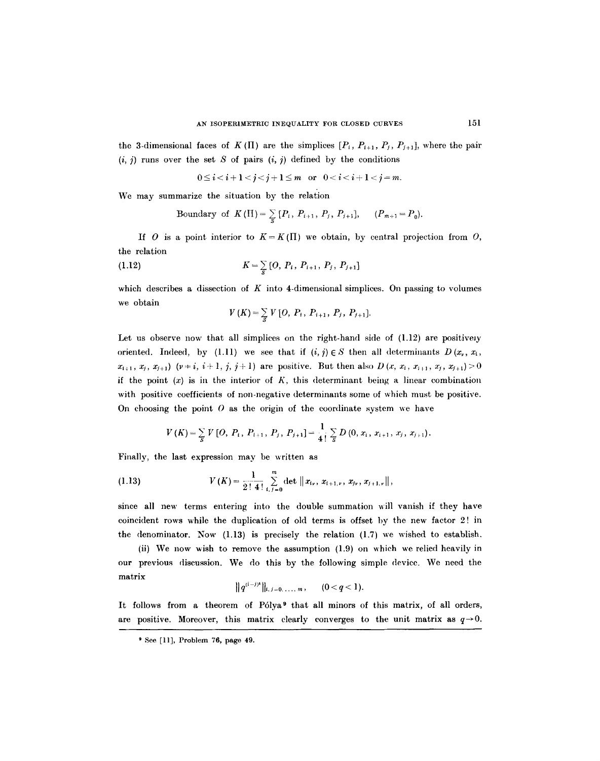the 3-dimensional faces of $K(\Pi)$ are the simplices $[P_i, P_{i+1}, P_j, P_{j+1}]$, where the pair $(i, j)$ runs over the set $S$ of pairs $(i, j)$ defined by the conditions

$$0 \leq i < i+1 < j < j+1 \leq m \quad \text{or} \quad 0 < i < i+1 < j = m.$$

We may summarize the situation by the relation

$$\text{Boundary of } K(\Pi) = \sum_S [P_i, P_{i+1}, P_j, P_{j+1}], \qquad (P_{m+1} = P_0).$$

If $O$ is a point interior to $K = K(\Pi)$ we obtain, by central projection from $O$, the relation

$$K = \sum_S [O, P_i, P_{i+1}, P_j, P_{j+1}] \tag{1.12}$$

which describes a dissection of $K$ into 4-dimensional simplices. On passing to volumes we obtain

$$V(K) = \sum_S V[O, P_i, P_{i+1}, P_j, P_{j+1}].$$

Let us observe now that all simplices on the right-hand side of (1.12) are positively oriented. Indeed, by (1.11) we see that if $(i, j) \in S$ then all determinants $D(x_\nu, x_i, x_{i+1}, x_j, x_{j+1})$ $(\nu \neq i, i+1, j, j+1)$ are positive. But then also $D(x, x_i, x_{i+1}, x_j, x_{j+1}) > 0$ if the point $(x)$ is in the interior of $K$, this determinant being a linear combination with positive coefficients of non-negative determinants some of which must be positive. On choosing the point $O$ as the origin of the coordinate system we have

$$V(K) = \sum_S V[O, P_i, P_{i+1}, P_j, P_{j+1}] = \frac{1}{4!} \sum_S D(0, x_i, x_{i+1}, x_j, x_{j+1}).$$

Finally, the last expression may be written as

$$V(K) = \frac{1}{2!\,4!} \sum_{i,j=0}^{m} \det \| x_{i\nu}, x_{i+1,\nu}, x_{j\nu}, x_{j+1,\nu} \|, \tag{1.13}$$

since all new terms entering into the double summation will vanish if they have coincident rows while the duplication of old terms is offset by the new factor $2!$ in the denominator. Now (1.13) is precisely the relation (1.7) we wished to establish.

(ii) We now wish to remove the assumption (1.9) on which we relied heavily in our previous discussion. We do this by the following simple device. We need the matrix

$$\| q^{(i-j)^2} \|_{i,j=0,\ldots,m}, \qquad (0 < q < 1).$$

It follows from a theorem of Pólya[9] that all minors of this matrix, of all orders, are positive. Moreover, this matrix clearly converges to the unit matrix as $q \to 0$.

---

[9] See [11], Problem 76, page 49.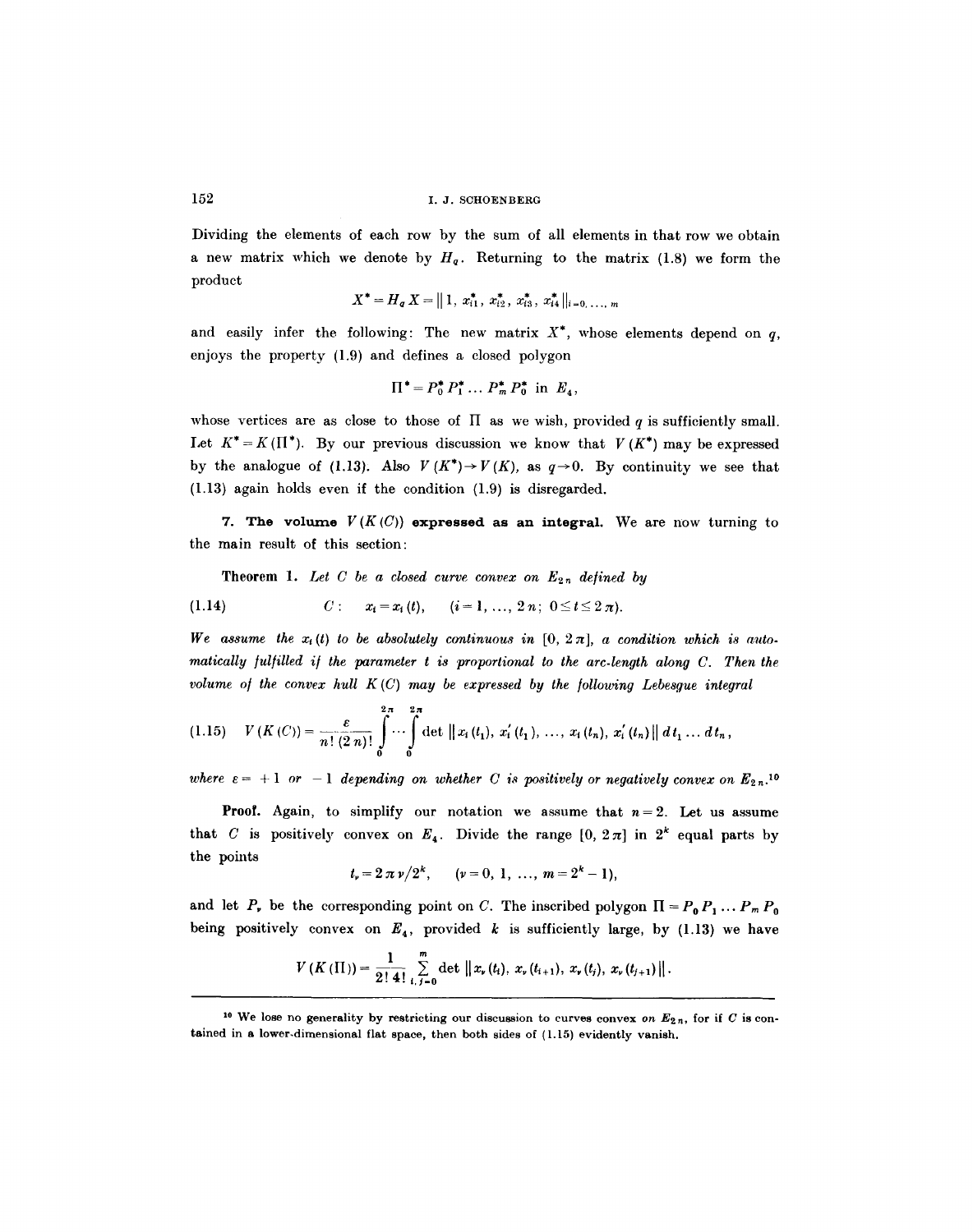Dividing the elements of each row by the sum of all elements in that row we obtain a new matrix which we denote by $H_q$. Returning to the matrix (1.8) we form the product

$$X^* = H_q X = \| 1, x_{i1}^*, x_{i2}^*, x_{i3}^*, x_{i4}^* \|_{i=0, \ldots, m}$$

and easily infer the following: The new matrix $X^*$, whose elements depend on $q$, enjoys the property (1.9) and defines a closed polygon

$$\Pi^* = P_0^* P_1^* \ldots P_m^* P_0^* \text{ in } E_4,$$

whose vertices are as close to those of $\Pi$ as we wish, provided $q$ is sufficiently small. Let $K^* = K(\Pi^*)$. By our previous discussion we know that $V(K^*)$ may be expressed by the analogue of (1.13). Also $V(K^*) \to V(K)$, as $q \to 0$. By continuity we see that (1.13) again holds even if the condition (1.9) is disregarded.

**7. The volume $V(K(C))$ expressed as an integral.** We are now turning to the main result of this section:

**Theorem 1.** *Let $C$ be a closed curve convex on $E_{2n}$ defined by*

$$C: \quad x_i = x_i(t), \quad (i = 1, \ldots, 2n; \; 0 \leq t \leq 2\pi). \tag{1.14}$$

*We assume the $x_i(t)$ to be absolutely continuous in $[0, 2\pi]$, a condition which is automatically fulfilled if the parameter $t$ is proportional to the arc-length along $C$. Then the volume of the convex hull $K(C)$ may be expressed by the following Lebesgue integral*

$$V(K(C)) = \frac{\varepsilon}{n!\,(2n)!} \int_0^{2\pi} \cdots \int_0^{2\pi} \det \| x_i(t_1), x_i'(t_1), \ldots, x_i(t_n), x_i'(t_n) \| \, dt_1 \ldots dt_n, \tag{1.15}$$

*where $\varepsilon = +1$ or $-1$ depending on whether $C$ is positively or negatively convex on $E_{2n}$.*[10]

**Proof.** Again, to simplify our notation we assume that $n = 2$. Let us assume that $C$ is positively convex on $E_4$. Divide the range $[0, 2\pi]$ in $2^k$ equal parts by the points

$$t_\nu = 2\pi\nu/2^k, \quad (\nu = 0, 1, \ldots, m = 2^k - 1),$$

and let $P_\nu$ be the corresponding point on $C$. The inscribed polygon $\Pi = P_0 P_1 \ldots P_m P_0$ being positively convex on $E_4$, provided $k$ is sufficiently large, by (1.13) we have

$$V(K(\Pi)) = \frac{1}{2!\,4!} \sum_{i,j=0}^{m} \det \| x_\nu(t_i), x_\nu(t_{i+1}), x_\nu(t_j), x_\nu(t_{j+1}) \|.$$

---

[10] We lose no generality by restricting our discussion to curves convex *on* $E_{2n}$, for if $C$ is contained in a lower-dimensional flat space, then both sides of (1.15) evidently vanish.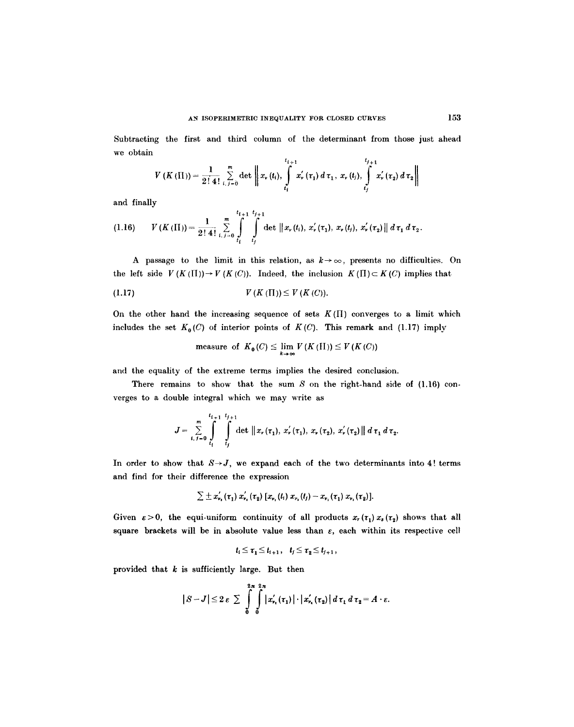Subtracting the first and third column of the determinant from those just ahead we obtain

$$V(K(\Pi)) = \frac{1}{2!\,4!} \sum_{i,j=0}^{m} \det \left\| x_\nu(t_i), \int_{t_i}^{t_{i+1}} x'_\nu(\tau_1)\, d\tau_1,\ x_\nu(t_j), \int_{t_j}^{t_{j+1}} x'_\nu(\tau_2)\, d\tau_2 \right\|$$

and finally

$$V(K(\Pi)) = \frac{1}{2!\,4!} \sum_{i,j=0}^{m} \int_{t_i}^{t_{i+1}} \int_{t_j}^{t_{j+1}} \det \| x_\nu(t_i), x'_\nu(\tau_1), x_\nu(t_j), x'_\nu(\tau_2) \|\, d\tau_1\, d\tau_2. \tag{1.16}$$

A passage to the limit in this relation, as $k \to \infty$, presents no difficulties. On the left side $V(K(\Pi)) \to V(K(C))$. Indeed, the inclusion $K(\Pi) \subset K(C)$ implies that

$$V(K(\Pi)) \leq V(K(C)). \tag{1.17}$$

On the other hand the increasing sequence of sets $K(\Pi)$ converges to a limit which includes the set $K_0(C)$ of interior points of $K(C)$. This remark and (1.17) imply

$$\text{measure of } K_0(C) \leq \lim_{k \to \infty} V(K(\Pi)) \leq V(K(C))$$

and the equality of the extreme terms implies the desired conclusion.

There remains to show that the sum $S$ on the right-hand side of (1.16) converges to a double integral which we may write as

$$J = \sum_{i,j=0}^{m} \int_{t_i}^{t_{i+1}} \int_{t_j}^{t_{j+1}} \det \| x_\nu(\tau_1), x'_\nu(\tau_1), x_\nu(\tau_2), x'_\nu(\tau_2) \|\, d\tau_1\, d\tau_2.$$

In order to show that $S \to J$, we expand each of the two determinants into $4!$ terms and find for their difference the expression

$$\sum \pm x'_{\nu_2}(\tau_1)\, x'_{\nu_4}(\tau_2)\, [x_{\nu_1}(t_i)\, x_{\nu_3}(t_j) - x_{\nu_1}(\tau_1)\, x_{\nu_3}(\tau_2)].$$

Given $\varepsilon > 0$, the equi-uniform continuity of all products $x_r(\tau_1)\, x_s(\tau_2)$ shows that all square brackets will be in absolute value less than $\varepsilon$, each within its respective cell

$$t_i \leq \tau_1 \leq t_{i+1}, \quad t_j \leq \tau_2 \leq t_{j+1},$$

provided that $k$ is sufficiently large. But then

$$|S - J| \leq 2\varepsilon \sum \int_0^{2\pi} \int_0^{2\pi} |x'_{\nu_2}(\tau_1)| \cdot |x'_{\nu_4}(\tau_2)|\, d\tau_1\, d\tau_2 = A \cdot \varepsilon.$$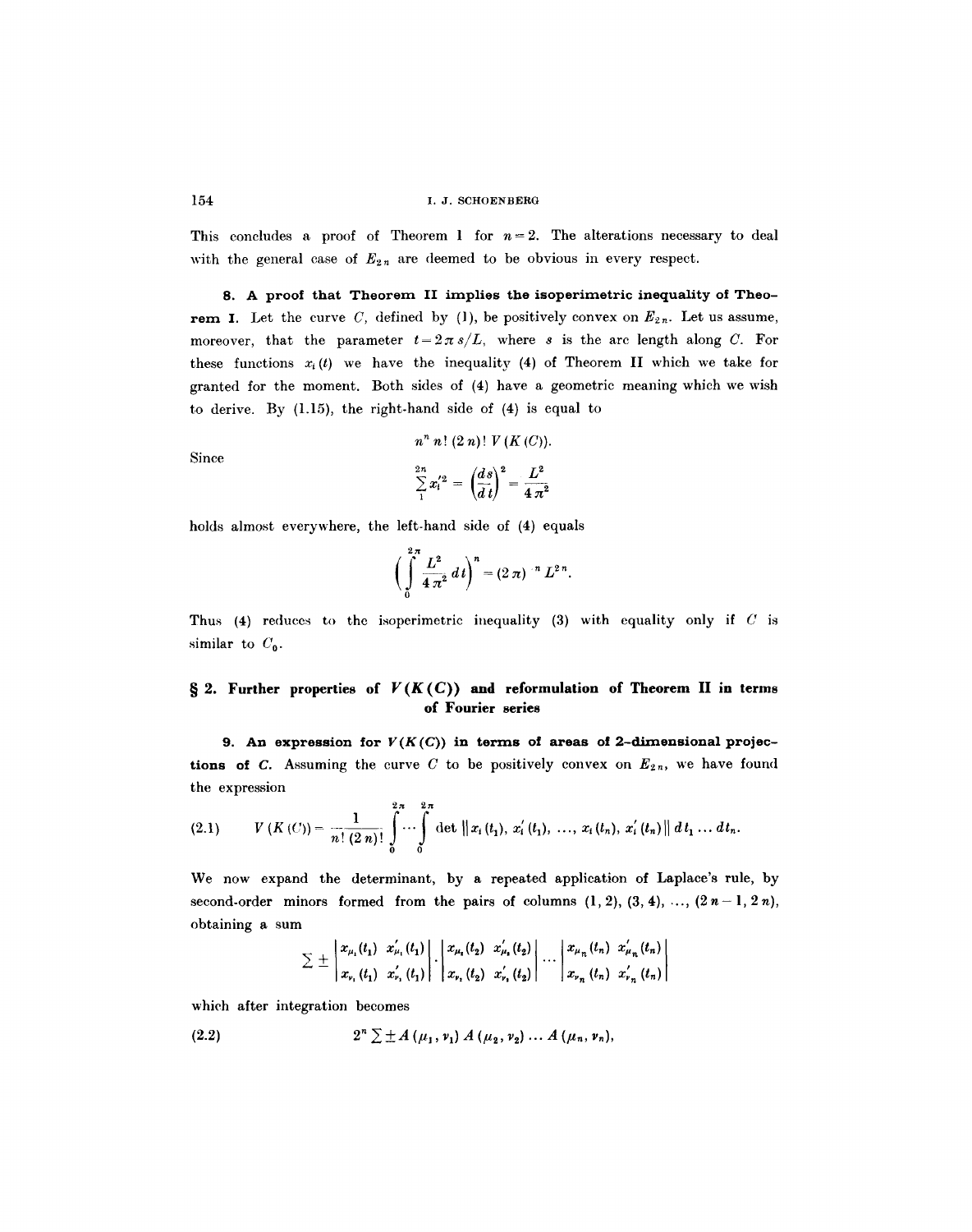This concludes a proof of Theorem 1 for $n=2$. The alterations necessary to deal with the general case of $E_{2n}$ are deemed to be obvious in every respect.

**8. A proof that Theorem II implies the isoperimetric inequality of Theorem I.** Let the curve $C$, defined by (1), be positively convex on $E_{2n}$. Let us assume, moreover, that the parameter $t = 2\pi s/L$, where $s$ is the arc length along $C$. For these functions $x_i(t)$ we have the inequality (4) of Theorem II which we take for granted for the moment. Both sides of (4) have a geometric meaning which we wish to derive. By (1.15), the right-hand side of (4) is equal to

$$n^n \, n! \, (2n)! \, V(K(C)).$$

Since

$$\sum_1^{2n} x_i'^2 = \left(\frac{ds}{dt}\right)^2 = \frac{L^2}{4\pi^2}$$

holds almost everywhere, the left-hand side of (4) equals

$$\left(\int_0^{2\pi} \frac{L^2}{4\pi^2} \, dt\right)^n = (2\pi)^{-n} L^{2n}.$$

Thus (4) reduces to the isoperimetric inequality (3) with equality only if $C$ is similar to $C_0$.

## § 2. Further properties of $V(K(C))$ and reformulation of Theorem II in terms of Fourier series

**9. An expression for $V(K(C))$ in terms of areas of 2-dimensional projections of $C$.** Assuming the curve $C$ to be positively convex on $E_{2n}$, we have found the expression

$$V(K(C)) = \frac{1}{n! \, (2n)!} \int_0^{2\pi} \cdots \int_0^{2\pi} \det \| x_i(t_1), x_i'(t_1), \ldots, x_i(t_n), x_i'(t_n) \| \, dt_1 \ldots dt_n. \tag{2.1}$$

We now expand the determinant, by a repeated application of Laplace's rule, by second-order minors formed from the pairs of columns $(1, 2), (3, 4), \ldots, (2n-1, 2n)$, obtaining a sum

$$\sum \pm \begin{vmatrix} x_{\mu_1}(t_1) & x'_{\mu_1}(t_1) \\ x_{\nu_1}(t_1) & x'_{\nu_1}(t_1) \end{vmatrix} \cdot \begin{vmatrix} x_{\mu_2}(t_2) & x'_{\mu_2}(t_2) \\ x_{\nu_2}(t_2) & x'_{\nu_2}(t_2) \end{vmatrix} \cdots \begin{vmatrix} x_{\mu_n}(t_n) & x'_{\mu_n}(t_n) \\ x_{\nu_n}(t_n) & x'_{\nu_n}(t_n) \end{vmatrix}$$

which after integration becomes

$$2^n \sum \pm A(\mu_1, \nu_1) \, A(\mu_2, \nu_2) \ldots A(\mu_n, \nu_n), \tag{2.2}$$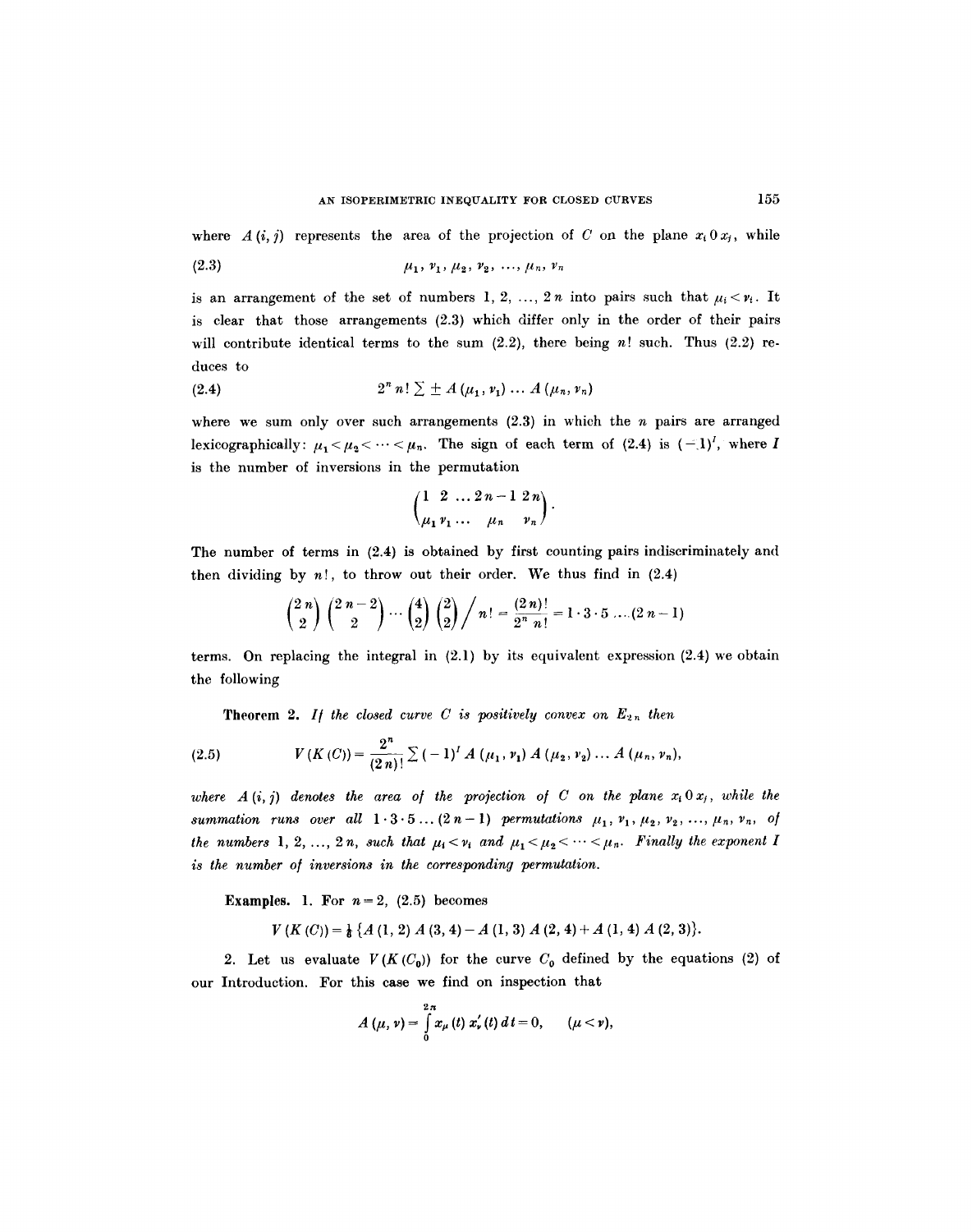where $A(i, j)$ represents the area of the projection of $C$ on the plane $x_i 0 x_j$, while

$$\mu_1, \nu_1, \mu_2, \nu_2, \ldots, \mu_n, \nu_n \tag{2.3}$$

is an arrangement of the set of numbers $1, 2, \ldots, 2n$ into pairs such that $\mu_i < \nu_i$. It is clear that those arrangements (2.3) which differ only in the order of their pairs will contribute identical terms to the sum (2.2), there being $n!$ such. Thus (2.2) reduces to

$$2^n n! \sum \pm A(\mu_1, \nu_1) \ldots A(\mu_n, \nu_n) \tag{2.4}$$

where we sum only over such arrangements (2.3) in which the $n$ pairs are arranged lexicographically: $\mu_1 < \mu_2 < \cdots < \mu_n$. The sign of each term of (2.4) is $(-1)^I$, where $I$ is the number of inversions in the permutation

$$\begin{pmatrix} 1 & 2 & \ldots & 2n-1 & 2n \\ \mu_1 & \nu_1 & \ldots & \mu_n & \nu_n \end{pmatrix}.$$

The number of terms in (2.4) is obtained by first counting pairs indiscriminately and then dividing by $n!$, to throw out their order. We thus find in (2.4)

$$\binom{2n}{2}\binom{2n-2}{2} \cdots \binom{4}{2}\binom{2}{2} \Big/ n! = \frac{(2n)!}{2^n n!} = 1 \cdot 3 \cdot 5 \ldots (2n-1)$$

terms. On replacing the integral in (2.1) by its equivalent expression (2.4) we obtain the following

**Theorem 2.** *If the closed curve $C$ is positively convex on $E_{2n}$ then*

$$V(K(C)) = \frac{2^n}{(2n)!} \sum (-1)^I A(\mu_1, \nu_1) A(\mu_2, \nu_2) \ldots A(\mu_n, \nu_n), \tag{2.5}$$

*where $A(i, j)$ denotes the area of the projection of $C$ on the plane $x_i 0 x_j$, while the summation runs over all $1 \cdot 3 \cdot 5 \ldots (2n-1)$ permutations $\mu_1, \nu_1, \mu_2, \nu_2, \ldots, \mu_n, \nu_n$, of the numbers $1, 2, \ldots, 2n$, such that $\mu_i < \nu_i$ and $\mu_1 < \mu_2 < \cdots < \mu_n$. Finally the exponent $I$ is the number of inversions in the corresponding permutation.*

**Examples.** 1. For $n = 2$, (2.5) becomes

$$V(K(C)) = \tfrac{1}{6}\{A(1,2)A(3,4) - A(1,3)A(2,4) + A(1,4)A(2,3)\}.$$

2. Let us evaluate $V(K(C_0))$ for the curve $C_0$ defined by the equations (2) of our Introduction. For this case we find on inspection that

$$A(\mu, \nu) = \int_0^{2\pi} x_\mu(t)\, x_\nu'(t)\, dt = 0, \qquad (\mu < \nu),$$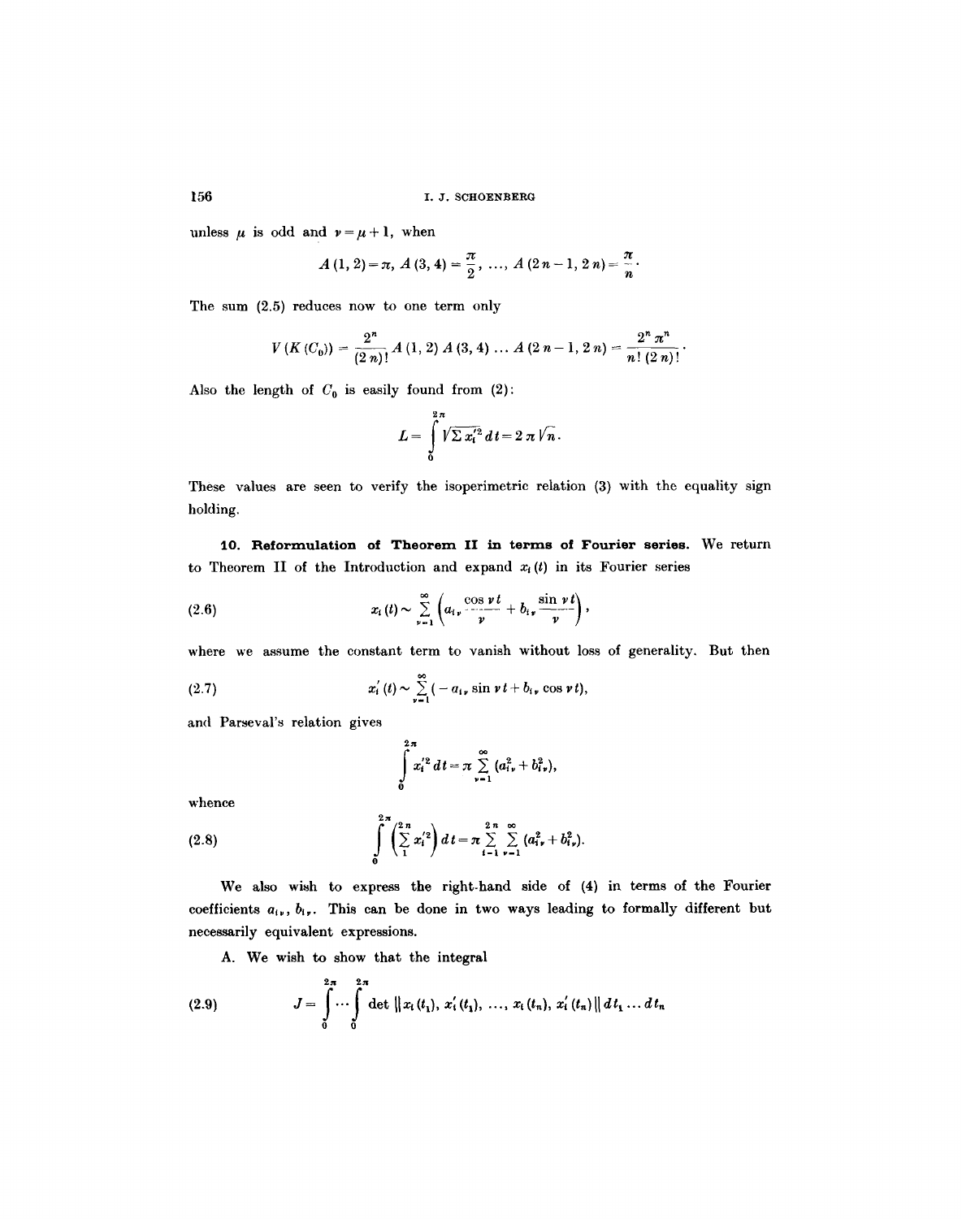unless $\mu$ is odd and $\nu = \mu + 1$, when

$$A(1, 2) = \pi, \; A(3, 4) = \frac{\pi}{2}, \; \ldots, \; A(2n-1, 2n) = \frac{\pi}{n}.$$

The sum (2.5) reduces now to one term only

$$V(K(C_0)) = \frac{2^n}{(2n)!} A(1, 2)\, A(3, 4) \ldots A(2n-1, 2n) = \frac{2^n \pi^n}{n!\,(2n)!}.$$

Also the length of $C_0$ is easily found from (2):

$$L = \int_0^{2\pi} \sqrt{\Sigma x_i'^2}\, dt = 2\pi \sqrt{n}.$$

These values are seen to verify the isoperimetric relation (3) with the equality sign holding.

**10. Reformulation of Theorem II in terms of Fourier series.** We return to Theorem II of the Introduction and expand $x_i(t)$ in its Fourier series

$$x_i(t) \sim \sum_{\nu=1}^{\infty} \left( a_{i\nu} \frac{\cos \nu t}{\nu} + b_{i\nu} \frac{\sin \nu t}{\nu} \right), \tag{2.6}$$

where we assume the constant term to vanish without loss of generality. But then

$$x_i'(t) \sim \sum_{\nu=1}^{\infty} (-a_{i\nu} \sin \nu t + b_{i\nu} \cos \nu t), \tag{2.7}$$

and Parseval's relation gives

$$\int_0^{2\pi} x_i'^2\, dt = \pi \sum_{\nu=1}^{\infty} (a_{i\nu}^2 + b_{i\nu}^2),$$

whence

$$\int_0^{2\pi} \left( \sum_1^{2n} x_i'^2 \right) dt = \pi \sum_{i=1}^{2n} \sum_{\nu=1}^{\infty} (a_{i\nu}^2 + b_{i\nu}^2). \tag{2.8}$$

We also wish to express the right-hand side of (4) in terms of the Fourier coefficients $a_{i\nu}$, $b_{i\nu}$. This can be done in two ways leading to formally different but necessarily equivalent expressions.

A. We wish to show that the integral

$$J = \int_0^{2\pi} \cdots \int_0^{2\pi} \det \| x_i(t_1), x_i'(t_1), \ldots, x_i(t_n), x_i'(t_n) \| \, dt_1 \ldots dt_n \tag{2.9}$$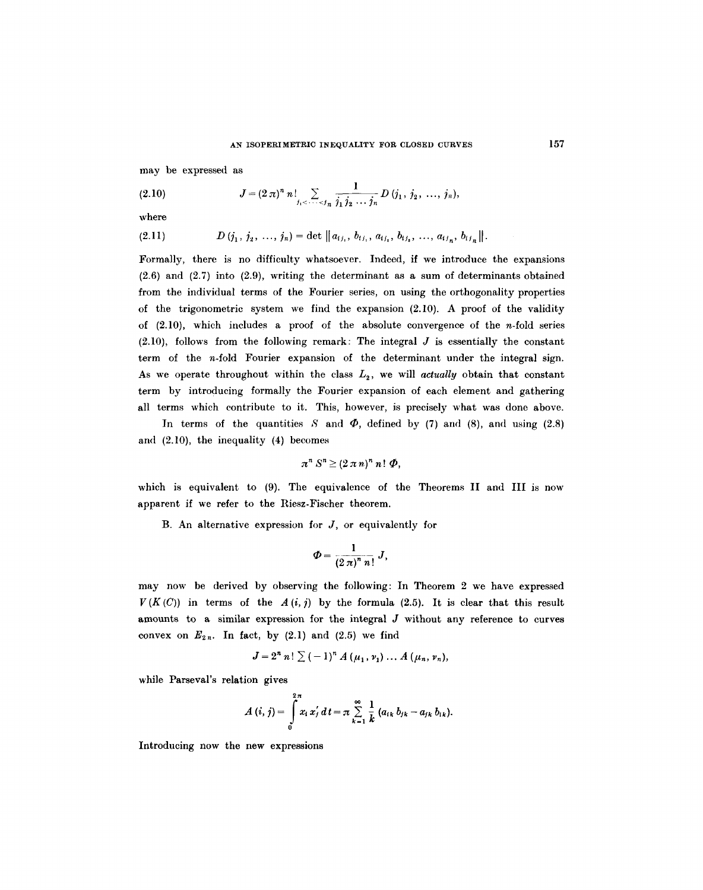may be expressed as

$$J = (2\pi)^n n! \sum_{j_1 < \cdots < j_n} \frac{1}{j_1 j_2 \ldots j_n} D(j_1, j_2, \ldots, j_n), \tag{2.10}$$

where

$$D(j_1, j_2, \ldots, j_n) = \det \| a_{ij_1}, b_{ij_1}, a_{ij_2}, b_{ij_2}, \ldots, a_{ij_n}, b_{ij_n} \|. \tag{2.11}$$

Formally, there is no difficulty whatsoever. Indeed, if we introduce the expansions (2.6) and (2.7) into (2.9), writing the determinant as a sum of determinants obtained from the individual terms of the Fourier series, on using the orthogonality properties of the trigonometric system we find the expansion (2.10). A proof of the validity of (2.10), which includes a proof of the absolute convergence of the $n$-fold series (2.10), follows from the following remark: The integral $J$ is essentially the constant term of the $n$-fold Fourier expansion of the determinant under the integral sign. As we operate throughout within the class $L_2$, we will *actually* obtain that constant term by introducing formally the Fourier expansion of each element and gathering all terms which contribute to it. This, however, is precisely what was done above.

In terms of the quantities $S$ and $\Phi$, defined by (7) and (8), and using (2.8) and (2.10), the inequality (4) becomes

$$\pi^n S^n \geq (2\pi n)^n n! \, \Phi,$$

which is equivalent to (9). The equivalence of the Theorems II and III is now apparent if we refer to the Riesz-Fischer theorem.

B. An alternative expression for $J$, or equivalently for

$$\Phi = \frac{1}{(2\pi)^n n!} J,$$

may now be derived by observing the following: In Theorem 2 we have expressed $V(K(C))$ in terms of the $A(i,j)$ by the formula (2.5). It is clear that this result amounts to a similar expression for the integral $J$ without any reference to curves convex on $E_{2n}$. In fact, by (2.1) and (2.5) we find

$$J = 2^n n! \sum (-1)^n A(\mu_1, \nu_1) \ldots A(\mu_n, \nu_n),$$

while Parseval's relation gives

$$A(i,j) = \int_0^{2\pi} x_i x_j' \, dt = \pi \sum_{k=1}^{\infty} \frac{1}{k} (a_{ik} b_{jk} - a_{jk} b_{ik}).$$

Introducing now the new expressions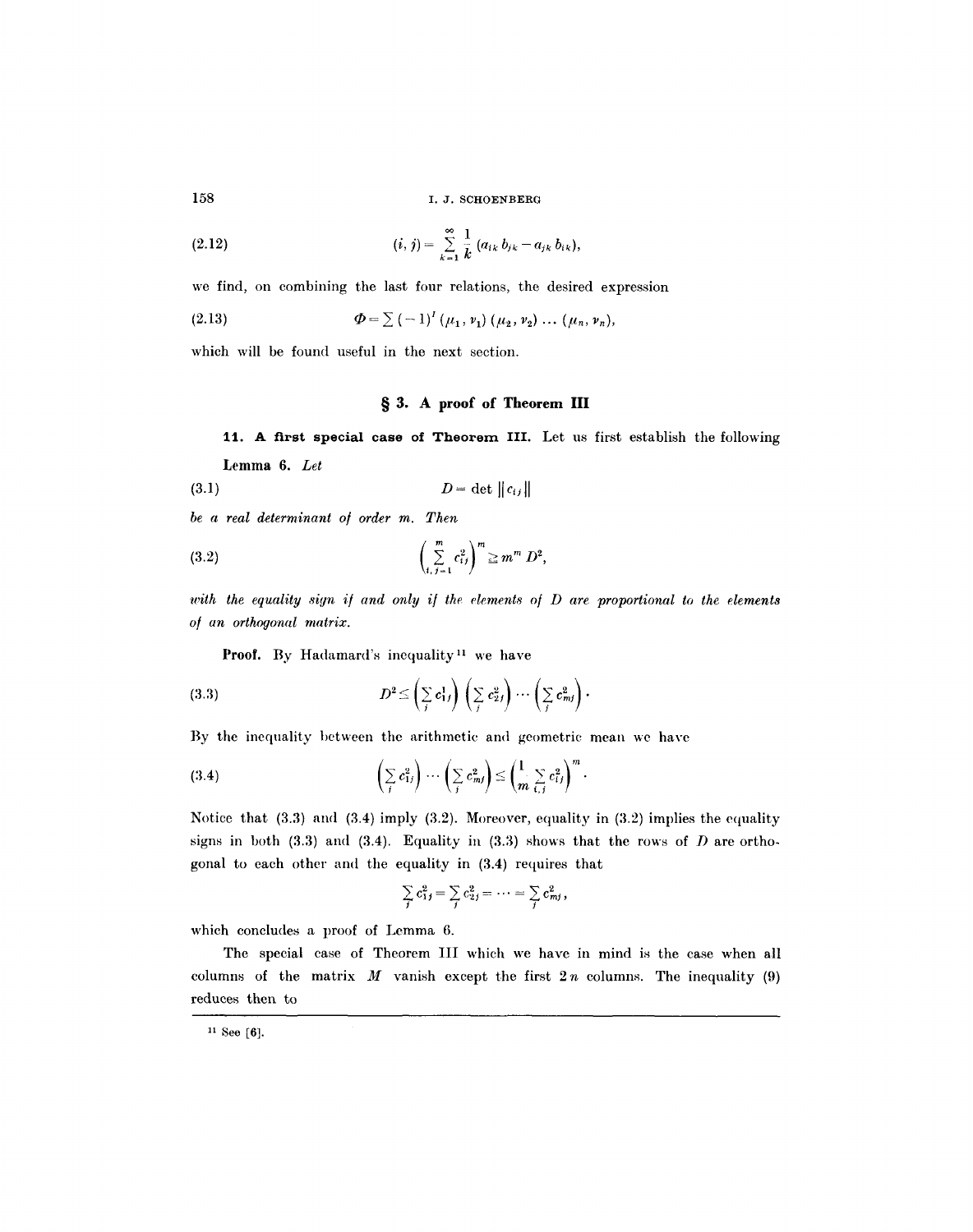$$(i, j) = \sum_{k=1}^{\infty} \frac{1}{k} (a_{ik} b_{jk} - a_{jk} b_{ik}), \tag{2.12}$$

we find, on combining the last four relations, the desired expression

$$\Phi = \sum (-1)^I (\mu_1, \nu_1)(\mu_2, \nu_2) \ldots (\mu_n, \nu_n), \tag{2.13}$$

which will be found useful in the next section.

## § 3. A proof of Theorem III

**11. A first special case of Theorem III.** Let us first establish the following

**Lemma 6.** *Let*

$$D = \det \| c_{ij} \| \tag{3.1}$$

*be a real determinant of order $m$. Then*

$$\left( \sum_{i,j=1}^{m} c_{ij}^2 \right)^m \geq m^m D^2, \tag{3.2}$$

*with the equality sign if and only if the elements of $D$ are proportional to the elements of an orthogonal matrix.*

**Proof.** By Hadamard's inequality [11] we have

$$D^2 \leq \left( \sum_j c_{1j}^2 \right) \left( \sum_j c_{2j}^2 \right) \cdots \left( \sum_j c_{mj}^2 \right). \tag{3.3}$$

By the inequality between the arithmetic and geometric mean we have

$$\left( \sum_j c_{1j}^2 \right) \cdots \left( \sum_j c_{mj}^2 \right) \leq \left( \frac{1}{m} \sum_{i,j} c_{ij}^2 \right)^m. \tag{3.4}$$

Notice that (3.3) and (3.4) imply (3.2). Moreover, equality in (3.2) implies the equality signs in both (3.3) and (3.4). Equality in (3.3) shows that the rows of $D$ are orthogonal to each other and the equality in (3.4) requires that

$$\sum_j c_{1j}^2 = \sum_j c_{2j}^2 = \cdots = \sum_j c_{mj}^2,$$

which concludes a proof of Lemma 6.

The special case of Theorem III which we have in mind is the case when all columns of the matrix $M$ vanish except the first $2n$ columns. The inequality (9) reduces then to

[11] See [6].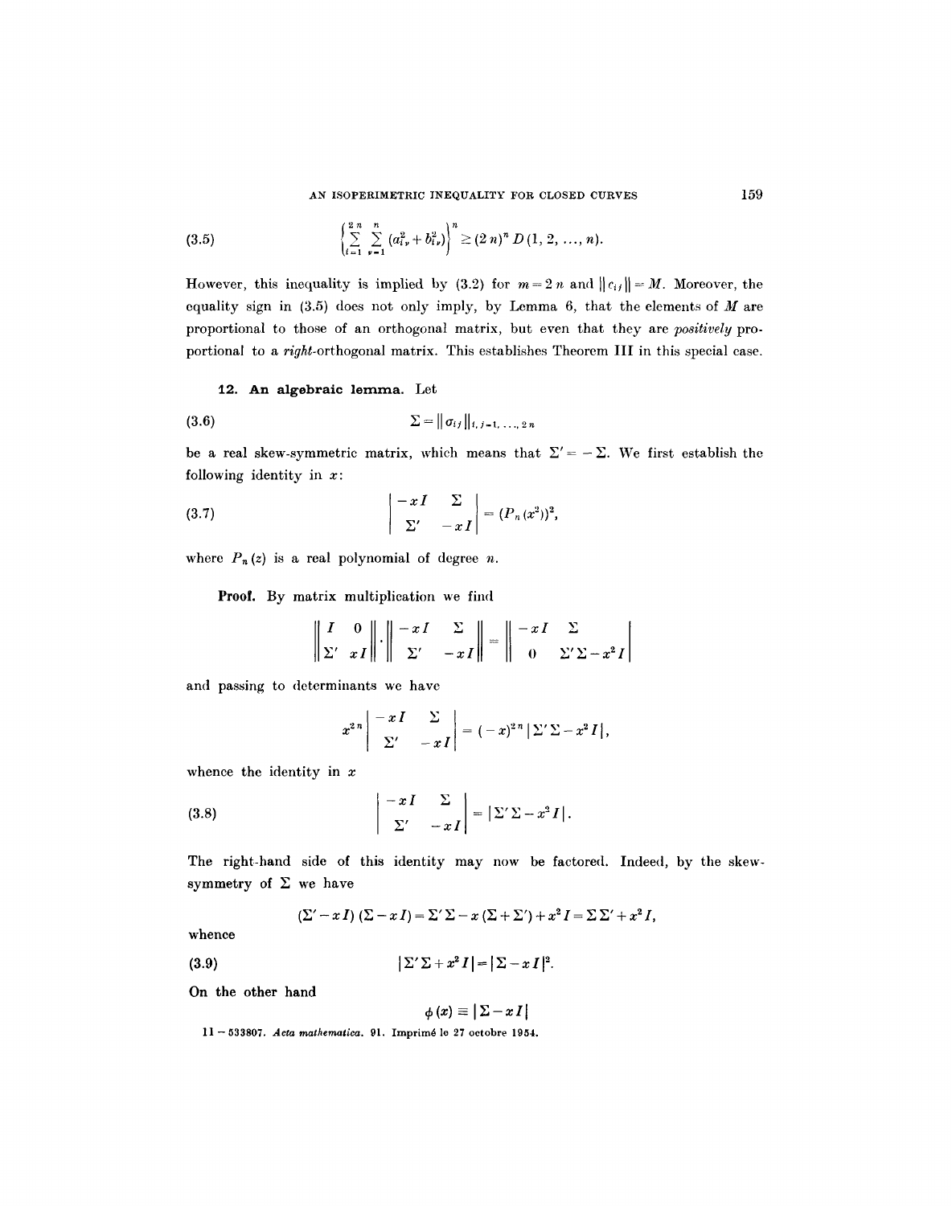$$\left\{\sum_{i=1}^{2n}\sum_{\nu=1}^{n}(a_{i\nu}^2+b_{i\nu}^2)\right\}^n \geq (2n)^n D(1, 2, \ldots, n). \tag{3.5}$$

However, this inequality is implied by (3.2) for $m = 2n$ and $\| c_{ij} \| = M$. Moreover, the equality sign in (3.5) does not only imply, by Lemma 6, that the elements of $M$ are proportional to those of an orthogonal matrix, but even that they are *positively* proportional to a *right*-orthogonal matrix. This establishes Theorem III in this special case.

**12. An algebraic lemma.** Let

$$\Sigma = \| \sigma_{ij} \|_{i,j=1,\ldots,2n} \tag{3.6}$$

be a real skew-symmetric matrix, which means that $\Sigma' = -\Sigma$. We first establish the following identity in $x$:

$$\begin{vmatrix} -xI & \Sigma \\ \Sigma' & -xI \end{vmatrix} = (P_n(x^2))^2, \tag{3.7}$$

where $P_n(z)$ is a real polynomial of degree $n$.

**Proof.** By matrix multiplication we find

$$\begin{Vmatrix} I & 0 \\ \Sigma' & xI \end{Vmatrix} \cdot \begin{Vmatrix} -xI & \Sigma \\ \Sigma' & -xI \end{Vmatrix} = \begin{Vmatrix} -xI & \Sigma \\ 0 & \Sigma'\Sigma - x^2 I \end{Vmatrix}$$

and passing to determinants we have

$$x^{2n} \begin{vmatrix} -xI & \Sigma \\ \Sigma' & -xI \end{vmatrix} = (-x)^{2n} |\Sigma'\Sigma - x^2 I|,$$

whence the identity in $x$

$$\begin{vmatrix} -xI & \Sigma \\ \Sigma' & -xI \end{vmatrix} = |\Sigma'\Sigma - x^2 I|. \tag{3.8}$$

The right-hand side of this identity may now be factored. Indeed, by the skew-symmetry of $\Sigma$ we have

$$(\Sigma' - xI)(\Sigma - xI) = \Sigma'\Sigma - x(\Sigma + \Sigma') + x^2 I = \Sigma\Sigma' + x^2 I,$$

whence

$$|\Sigma'\Sigma + x^2 I| = |\Sigma - xI|^2. \tag{3.9}$$

On the other hand

$$\phi(x) \equiv |\Sigma - xI|$$

11 – 533807. *Acta mathematica*. 91. Imprimé le 27 octobre 1954.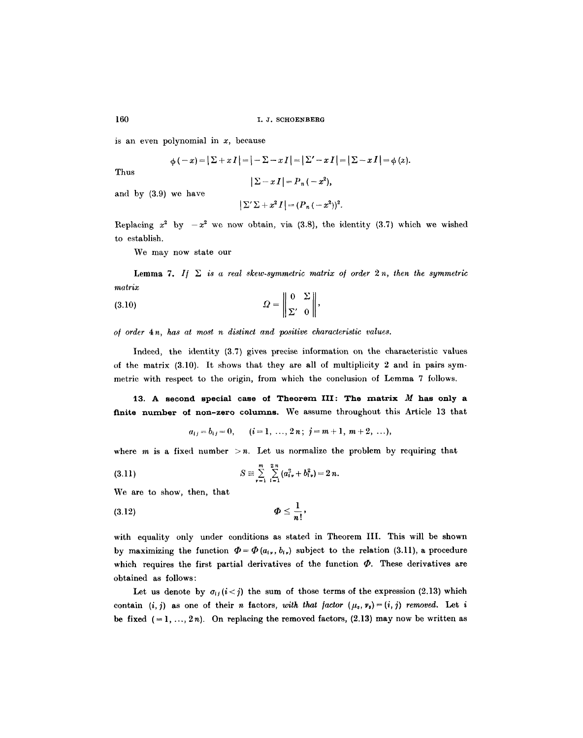is an even polynomial in $x$, because

$$\phi(-x) = |\Sigma + xI| = |-\Sigma - xI| = |\Sigma' - xI| = |\Sigma - xI| = \phi(x).$$

Thus

$$|\Sigma - xI| = P_n(-x^2),$$

and by (3.9) we have

$$|\Sigma'\Sigma + x^2 I| = (P_n(-x^2))^2.$$

Replacing $x^2$ by $-x^2$ we now obtain, via (3.8), the identity (3.7) which we wished to establish.

We may now state our

**Lemma 7.** *If $\Sigma$ is a real skew-symmetric matrix of order $2n$, then the symmetric matrix*

$$\Omega = \left\| \begin{matrix} 0 & \Sigma \\ \Sigma' & 0 \end{matrix} \right\|, \tag{3.10}$$

*of order $4n$, has at most $n$ distinct and positive characteristic values.*

Indeed, the identity (3.7) gives precise information on the characteristic values of the matrix (3.10). It shows that they are all of multiplicity 2 and in pairs symmetric with respect to the origin, from which the conclusion of Lemma 7 follows.

**13. A second special case of Theorem III: The matrix $M$ has only a finite number of non-zero columns.** We assume throughout this Article 13 that

$$a_{ij} = b_{ij} = 0, \qquad (i = 1, \ldots, 2n;\ j = m+1, m+2, \ldots),$$

where $m$ is a fixed number $> n$. Let us normalize the problem by requiring that

$$S \equiv \sum_{\nu=1}^{m} \sum_{i=1}^{2n} (a_{i\nu}^2 + b_{i\nu}^2) = 2n. \tag{3.11}$$

We are to show, then, that

$$\Phi \leq \frac{1}{n!}, \tag{3.12}$$

with equality only under conditions as stated in Theorem III. This will be shown by maximizing the function $\Phi = \Phi(a_{i\nu}, b_{i\nu})$ subject to the relation (3.11), a procedure which requires the first partial derivatives of the function $\Phi$. These derivatives are obtained as follows:

Let us denote by $\sigma_{ij}\,(i<j)$ the sum of those terms of the expression (2.13) which contain $(i,j)$ as one of their $n$ factors, *with that factor $(\mu_s, \nu_s) = (i,j)$ removed.* Let $i$ be fixed $(= 1, \ldots, 2n)$. On replacing the removed factors, (2.13) may now be written as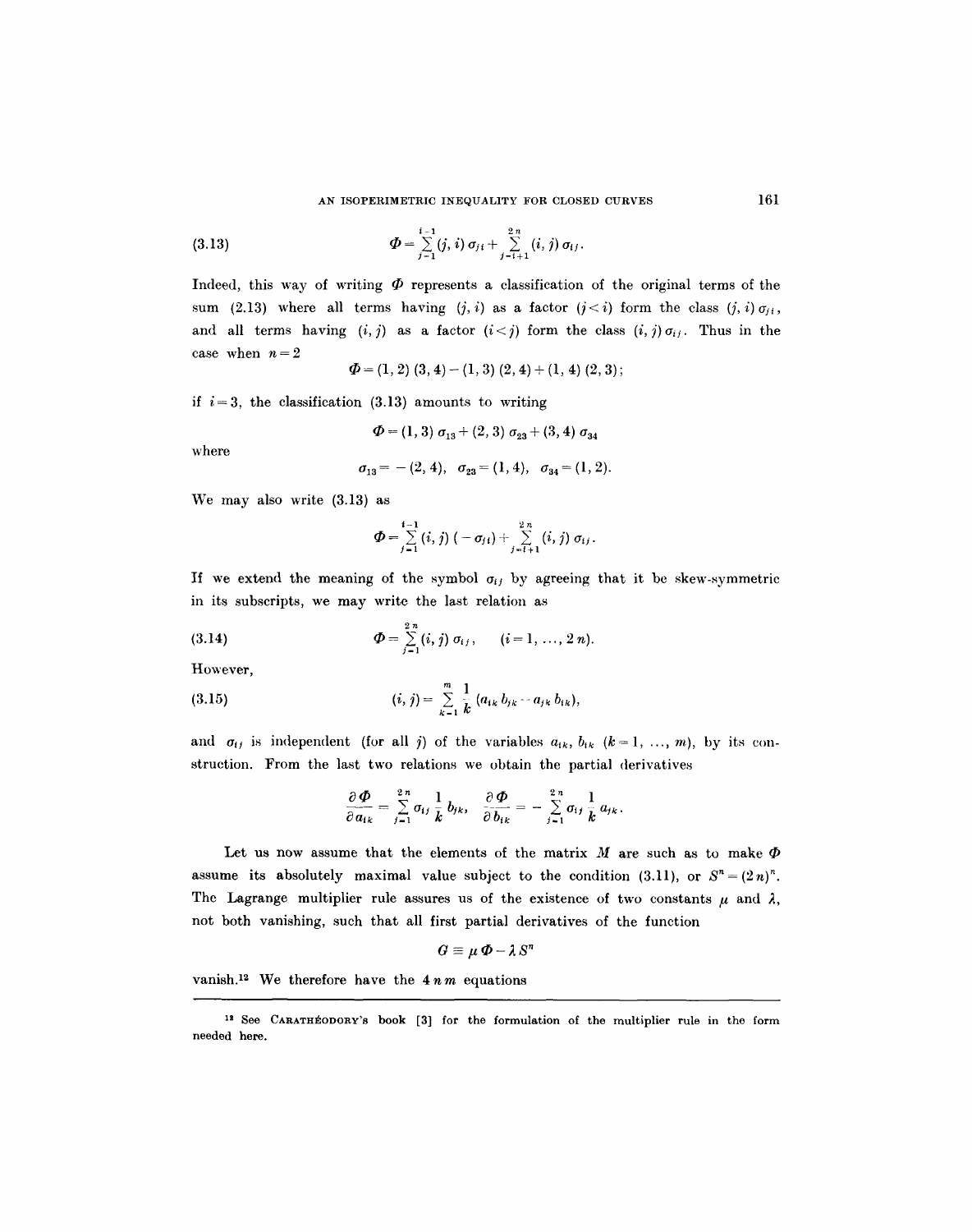$$\Phi = \sum_{j=1}^{i-1} (j, i)\, \sigma_{ji} + \sum_{j=i+1}^{2n} (i, j)\, \sigma_{ij}. \tag{3.13}$$

Indeed, this way of writing $\Phi$ represents a classification of the original terms of the sum (2.13) where all terms having $(j, i)$ as a factor $(j < i)$ form the class $(j, i)\, \sigma_{ji}$, and all terms having $(i, j)$ as a factor $(i < j)$ form the class $(i, j)\, \sigma_{ij}$. Thus in the case when $n = 2$

$$\Phi = (1, 2)\,(3, 4) - (1, 3)\,(2, 4) + (1, 4)\,(2, 3);$$

if $i = 3$, the classification (3.13) amounts to writing

$$\Phi = (1, 3)\, \sigma_{13} + (2, 3)\, \sigma_{23} + (3, 4)\, \sigma_{34}$$

where

$$\sigma_{13} = -(2, 4), \quad \sigma_{23} = (1, 4), \quad \sigma_{34} = (1, 2).$$

We may also write (3.13) as

$$\Phi = \sum_{j=1}^{i-1} (i, j)\,(-\sigma_{ji}) + \sum_{j=i+1}^{2n} (i, j)\, \sigma_{ij}.$$

If we extend the meaning of the symbol $\sigma_{ij}$ by agreeing that it be skew-symmetric in its subscripts, we may write the last relation as

$$\Phi = \sum_{j=1}^{2n} (i, j)\, \sigma_{ij}, \qquad (i = 1, \ldots, 2n). \tag{3.14}$$

However,

$$(i, j) = \sum_{k=1}^{m} \frac{1}{k} (a_{ik}\, b_{jk} - a_{jk}\, b_{ik}), \tag{3.15}$$

and $\sigma_{ij}$ is independent (for all $j$) of the variables $a_{ik}$, $b_{ik}$ $(k = 1, \ldots, m)$, by its construction. From the last two relations we obtain the partial derivatives

$$\frac{\partial \Phi}{\partial a_{ik}} = \sum_{j=1}^{2n} \sigma_{ij} \frac{1}{k} b_{jk}, \qquad \frac{\partial \Phi}{\partial b_{ik}} = -\sum_{j=1}^{2n} \sigma_{ij} \frac{1}{k} a_{jk}.$$

Let us now assume that the elements of the matrix $M$ are such as to make $\Phi$ assume its absolutely maximal value subject to the condition (3.11), or $S^n = (2n)^n$. The Lagrange multiplier rule assures us of the existence of two constants $\mu$ and $\lambda$, not both vanishing, such that all first partial derivatives of the function

$$G \equiv \mu \Phi - \lambda S^n$$

vanish.[12] We therefore have the $4nm$ equations

---

[12] See CARATHÉODORY's book [3] for the formulation of the multiplier rule in the form needed here.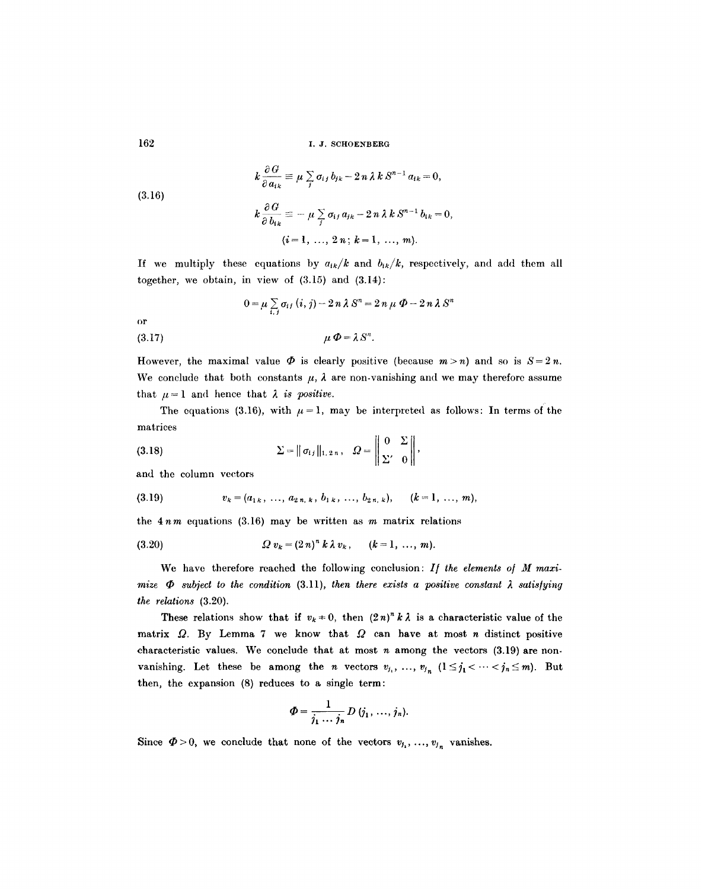$$
(3.16) \qquad \begin{aligned}
k \frac{\partial G}{\partial a_{ik}} &\equiv \mu \sum_j \sigma_{ij} b_{jk} - 2n\lambda k S^{n-1} a_{ik} = 0, \\
k \frac{\partial G}{\partial b_{ik}} &\equiv -\mu \sum_j \sigma_{ij} a_{jk} - 2n\lambda k S^{n-1} b_{ik} = 0, \\
&(i = 1, \ldots, 2n;\ k = 1, \ldots, m).
\end{aligned}
$$

If we multiply these equations by $a_{ik}/k$ and $b_{ik}/k$, respectively, and add them all together, we obtain, in view of (3.15) and (3.14):

$$
0 = \mu \sum_{i,j} \sigma_{ij} (i, j) - 2n\lambda S^n = 2n\mu \Phi - 2n\lambda S^n
$$

or

$$
(3.17) \qquad \mu \Phi = \lambda S^n.
$$

However, the maximal value $\Phi$ is clearly positive (because $m > n$) and so is $S = 2n$. We conclude that both constants $\mu$, $\lambda$ are non-vanishing and we may therefore assume that $\mu = 1$ and hence that *$\lambda$ is positive.*

The equations (3.16), with $\mu = 1$, may be interpreted as follows: In terms of the matrices

$$
(3.18) \qquad \Sigma = \| \sigma_{ij} \|_{1, 2n}, \quad \Omega = \begin{Vmatrix} 0 & \Sigma \\ \Sigma' & 0 \end{Vmatrix},
$$

and the column vectors

$$
(3.19) \qquad v_k = (a_{1k}, \ldots, a_{2n,k}, b_{1k}, \ldots, b_{2n,k}), \qquad (k = 1, \ldots, m),
$$

the $4nm$ equations (3.16) may be written as $m$ matrix relations

$$
(3.20) \qquad \Omega v_k = (2n)^n k \lambda v_k, \qquad (k = 1, \ldots, m).
$$

We have therefore reached the following conclusion: *If the elements of $M$ maximize $\Phi$ subject to the condition* (3.11), *then there exists a positive constant $\lambda$ satisfying the relations* (3.20).

These relations show that if $v_k \neq 0$, then $(2n)^n k \lambda$ is a characteristic value of the matrix $\Omega$. By Lemma 7 we know that $\Omega$ can have at most $n$ distinct positive characteristic values. We conclude that at most $n$ among the vectors (3.19) are non-vanishing. Let these be among the $n$ vectors $v_{j_1}, \ldots, v_{j_n}$ $(1 \leq j_1 < \cdots < j_n \leq m)$. But then, the expansion (8) reduces to a single term:

$$
\Phi = \frac{1}{j_1 \cdots j_n} D(j_1, \ldots, j_n).
$$

Since $\Phi > 0$, we conclude that none of the vectors $v_{j_1}, \ldots, v_{j_n}$ vanishes.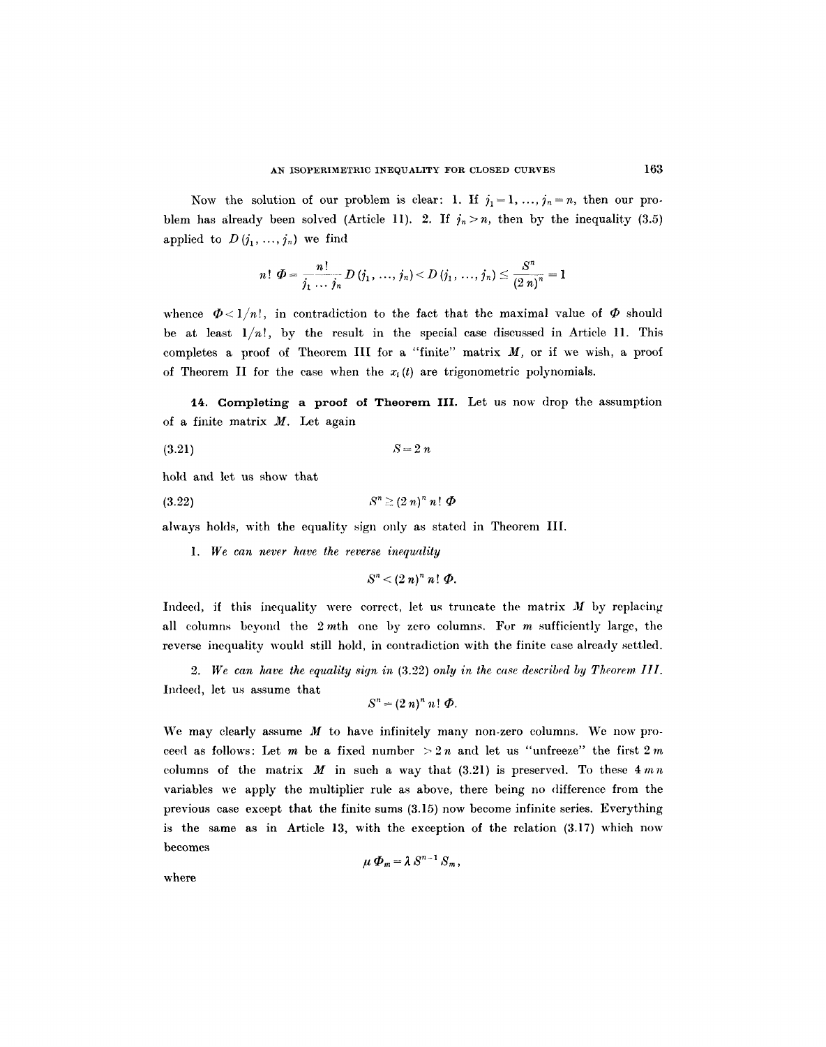Now the solution of our problem is clear: 1. If $j_1 = 1, \ldots, j_n = n$, then our problem has already been solved (Article 11). 2. If $j_n > n$, then by the inequality (3.5) applied to $D(j_1, \ldots, j_n)$ we find

$$n!\,\Phi = \frac{n!}{j_1 \cdots j_n} D(j_1, \ldots, j_n) < D(j_1, \ldots, j_n) \le \frac{S^n}{(2\,n)^n} = 1$$

whence $\Phi < 1/n!$, in contradiction to the fact that the maximal value of $\Phi$ should be at least $1/n!$, by the result in the special case discussed in Article 11. This completes a proof of Theorem III for a "finite" matrix $M$, or if we wish, a proof of Theorem II for the case when the $x_i(t)$ are trigonometric polynomials.

**14. Completing a proof of Theorem III.** Let us now drop the assumption of a finite matrix $M$. Let again

$$S = 2\,n \tag{3.21}$$

hold and let us show that

$$S^n \ge (2\,n)^n\, n!\, \Phi \tag{3.22}$$

always holds, with the equality sign only as stated in Theorem III.

1. *We can never have the reverse inequality*

$$S^n < (2\,n)^n\, n!\, \Phi.$$

Indeed, if this inequality were correct, let us truncate the matrix $M$ by replacing all columns beyond the $2\,m$th one by zero columns. For $m$ sufficiently large, the reverse inequality would still hold, in contradiction with the finite case already settled.

2. *We can have the equality sign in* (3.22) *only in the case described by Theorem III.* Indeed, let us assume that

$$S^n = (2\,n)^n\, n!\, \Phi.$$

We may clearly assume $M$ to have infinitely many non-zero columns. We now proceed as follows: Let $m$ be a fixed number $> 2\,n$ and let us "unfreeze" the first $2\,m$ columns of the matrix $M$ in such a way that (3.21) is preserved. To these $4\,m\,n$ variables we apply the multiplier rule as above, there being no difference from the previous case except that the finite sums (3.15) now become infinite series. Everything is the same as in Article 13, with the exception of the relation (3.17) which now becomes

$$\mu\,\Phi_m = \lambda\, S^{n-1} S_m,$$

where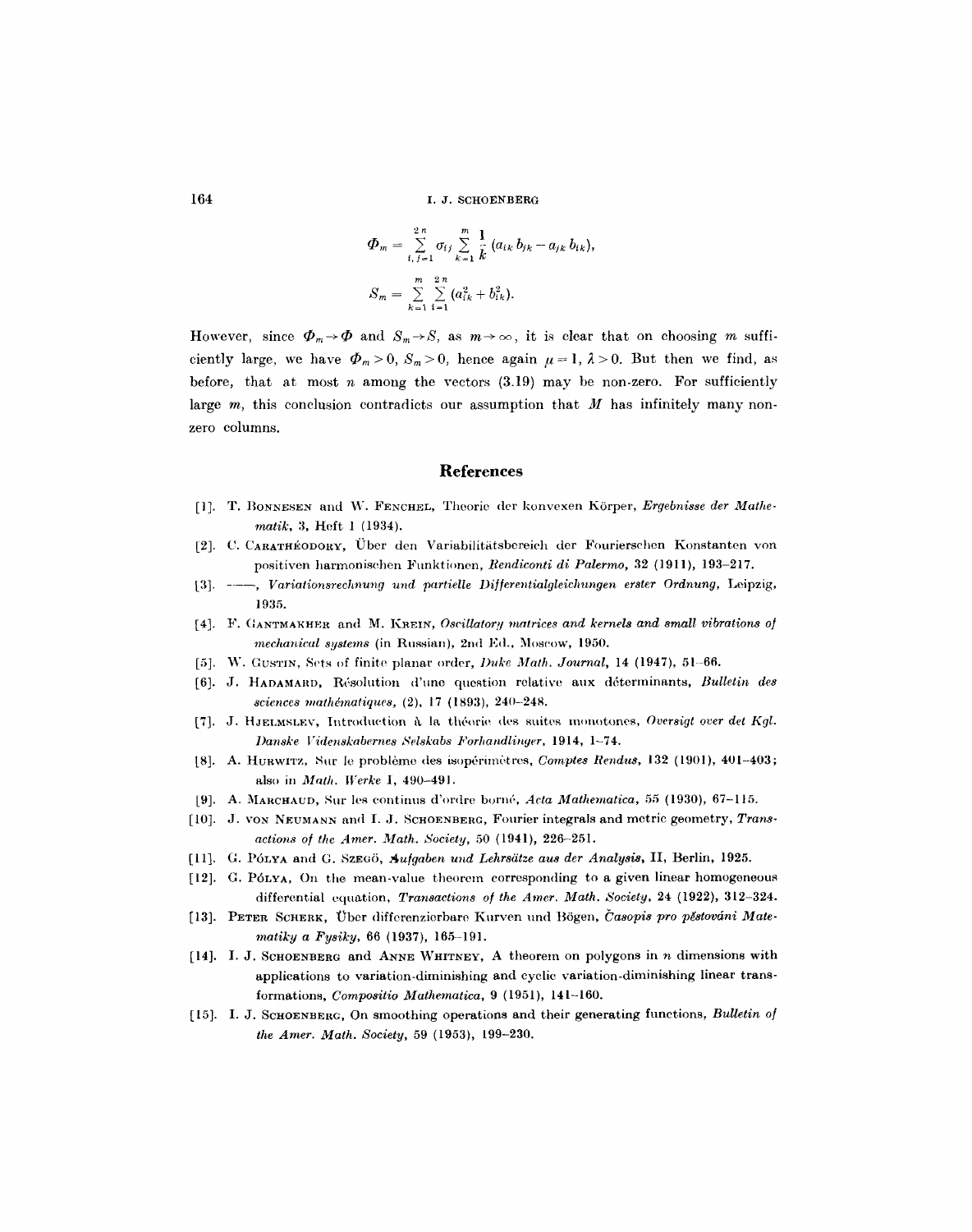$$\Phi_m = \sum_{i,j=1}^{2n} \sigma_{ij} \sum_{k=1}^{m} \frac{1}{k} (a_{ik} b_{jk} - a_{jk} b_{ik}),$$

$$S_m = \sum_{k=1}^{m} \sum_{i=1}^{2n} (a_{ik}^2 + b_{ik}^2).$$

However, since $\Phi_m \to \Phi$ and $S_m \to S$, as $m \to \infty$, it is clear that on choosing $m$ sufficiently large, we have $\Phi_m > 0$, $S_m > 0$, hence again $\mu = 1$, $\lambda > 0$. But then we find, as before, that at most $n$ among the vectors (3.19) may be non-zero. For sufficiently large $m$, this conclusion contradicts our assumption that $M$ has infinitely many non-zero columns.

## References

[1]. T. Bonnesen and W. Fenchel, Theorie der konvexen Körper, *Ergebnisse der Mathematik*, 3, Heft 1 (1934).

[2]. C. Carathéodory, Über den Variabilitätsbereich der Fourierschen Konstanten von positiven harmonischen Funktionen, *Rendiconti di Palermo*, 32 (1911), 193–217.

[3]. ——, *Variationsrechnung und partielle Differentialgleichungen erster Ordnung*, Leipzig, 1935.

[4]. F. Gantmakher and M. Krein, *Oscillatory matrices and kernels and small vibrations of mechanical systems* (in Russian), 2nd Ed., Moscow, 1950.

[5]. W. Gustin, Sets of finite planar order, *Duke Math. Journal*, 14 (1947), 51–66.

[6]. J. Hadamard, Résolution d'une question relative aux déterminants, *Bulletin des sciences mathématiques*, (2), 17 (1893), 240–248.

[7]. J. Hjelmslev, Introduction à la théorie des suites monotones, *Oversigt over det Kgl. Danske Videnskabernes Selskabs Forhandlinger*, 1914, 1–74.

[8]. A. Hurwitz, Sur le problème des isopérimètres, *Comptes Rendus*, 132 (1901), 401–403; also in *Math. Werke* I, 490–491.

[9]. A. Marchaud, Sur les continus d'ordre borné, *Acta Mathematica*, 55 (1930), 67–115.

[10]. J. von Neumann and I. J. Schoenberg, Fourier integrals and metric geometry, *Transactions of the Amer. Math. Society*, 50 (1941), 226–251.

[11]. G. Pólya and G. Szegö, *Aufgaben und Lehrsätze aus der Analysis*, II, Berlin, 1925.

[12]. G. Pólya, On the mean-value theorem corresponding to a given linear homogeneous differential equation, *Transactions of the Amer. Math. Society*, 24 (1922), 312–324.

[13]. Peter Scherk, Über differenzierbare Kurven und Bögen, *Časopis pro pěstování Matematiky a Fysiky*, 66 (1937), 165–191.

[14]. I. J. Schoenberg and Anne Whitney, A theorem on polygons in $n$ dimensions with applications to variation-diminishing and cyclic variation-diminishing linear transformations, *Compositio Mathematica*, 9 (1951), 141–160.

[15]. I. J. Schoenberg, On smoothing operations and their generating functions, *Bulletin of the Amer. Math. Society*, 59 (1953), 199–230.